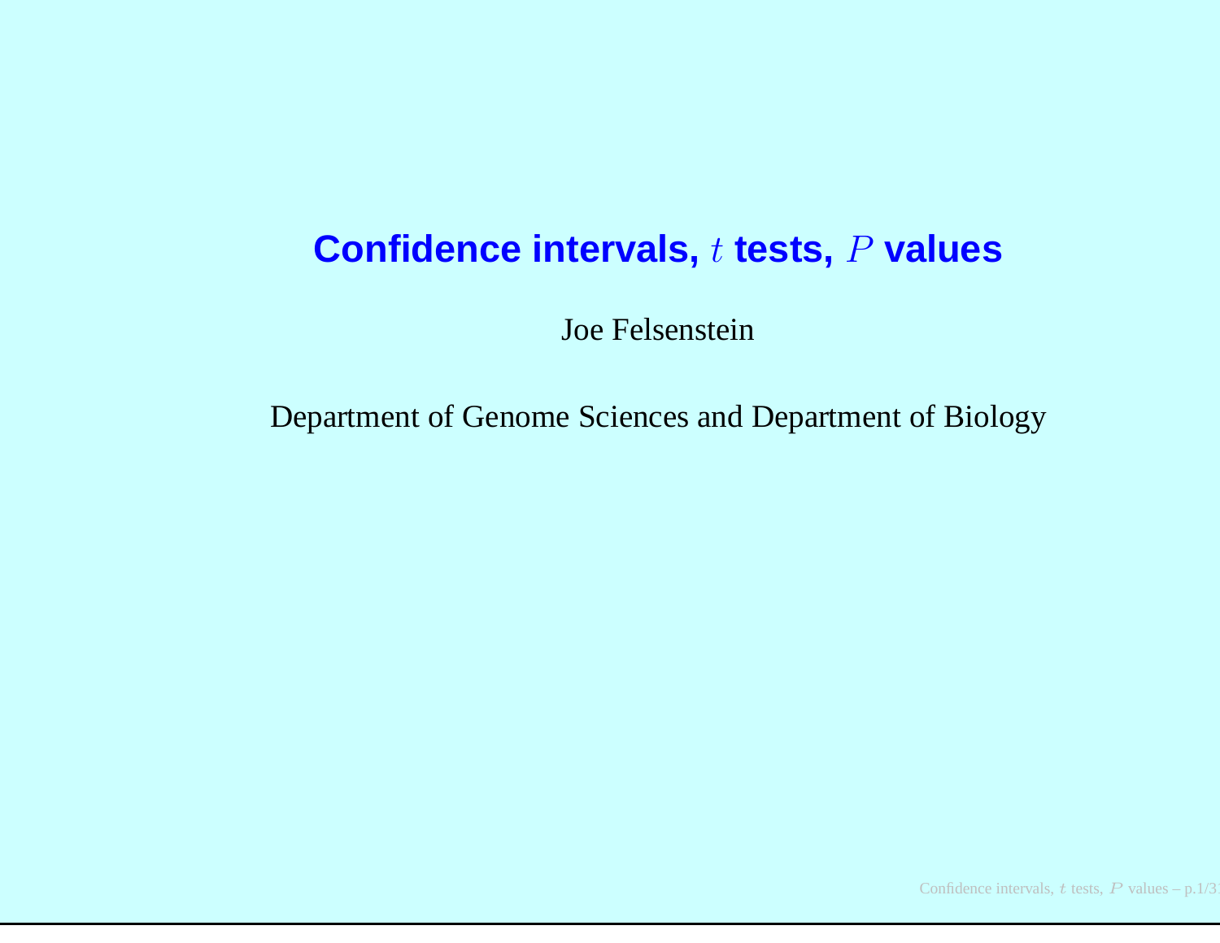# Confidence intervals, $t$ tests, $P$ values

Joe Felsenstein

Department of Genome Sciences and Department of Biology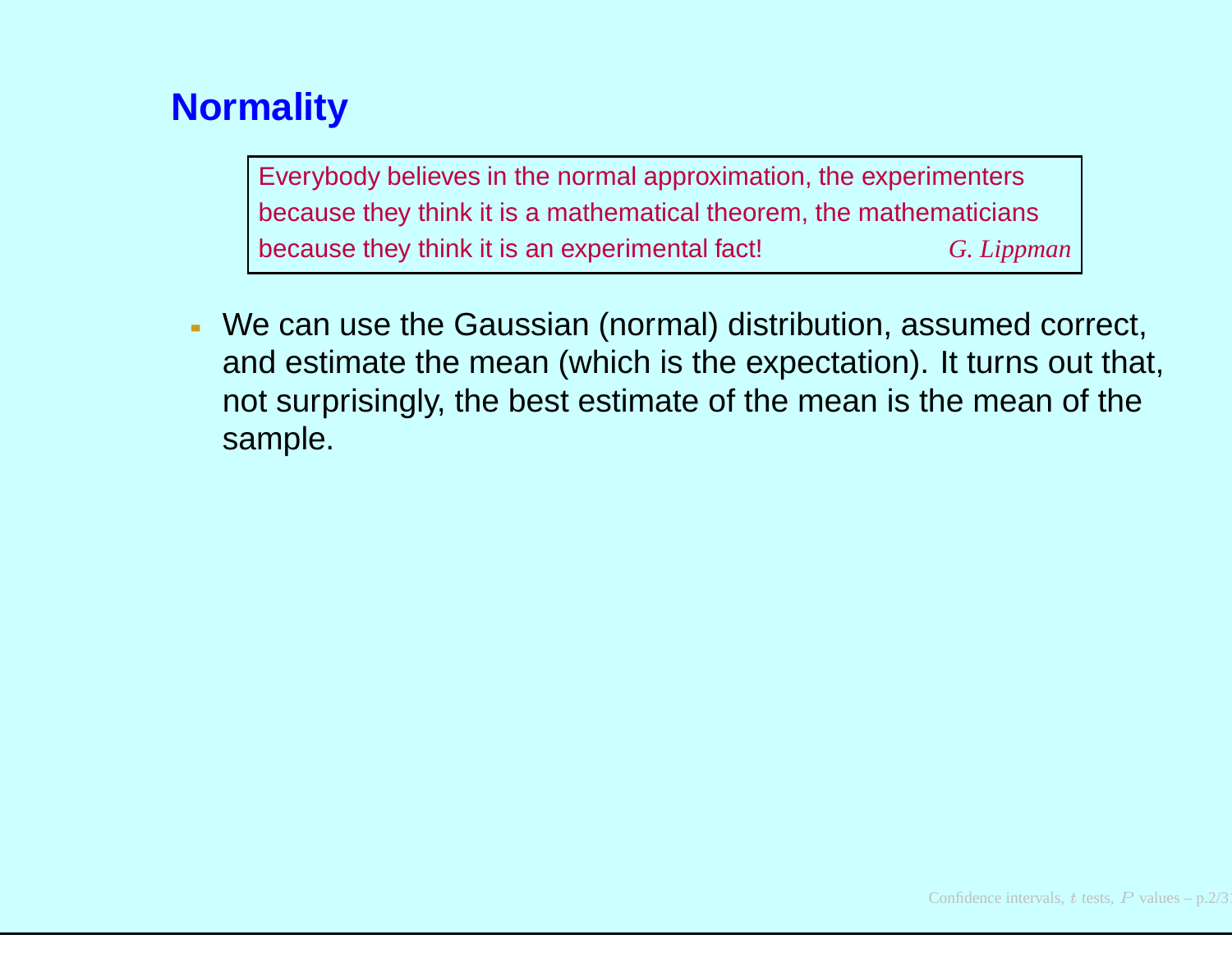## Normality

> Everybody believes in the normal approximation, the experimenters because they think it is a mathematical theorem, the mathematicians because they think it is an experimental fact! *G. Lippman*

- We can use the Gaussian (normal) distribution, assumed correct, and estimate the mean (which is the expectation). It turns out that, not surprisingly, the best estimate of the mean is the mean of the sample.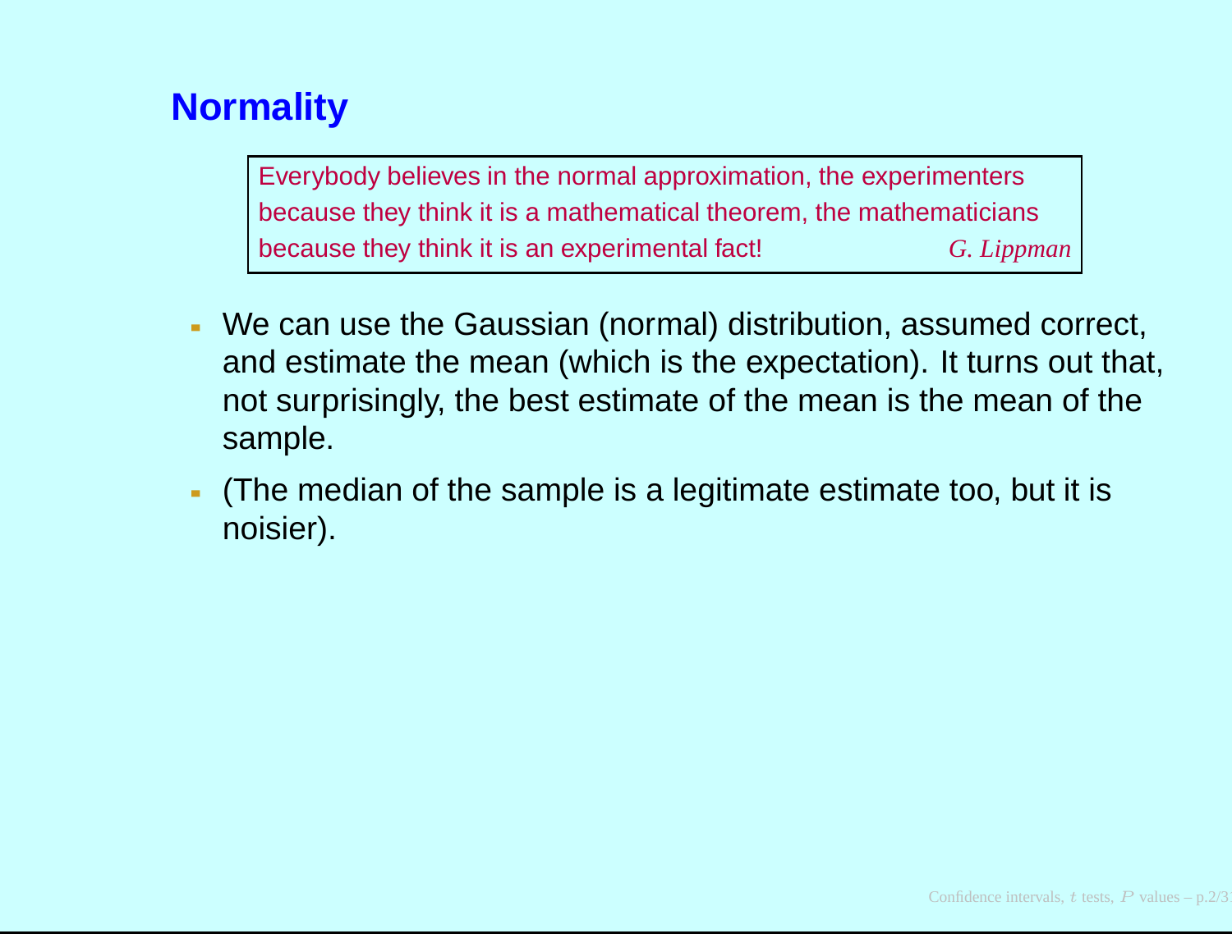## Normality

> Everybody believes in the normal approximation, the experimenters because they think it is a mathematical theorem, the mathematicians because they think it is an experimental fact! *G. Lippman*

- We can use the Gaussian (normal) distribution, assumed correct, and estimate the mean (which is the expectation). It turns out that, not surprisingly, the best estimate of the mean is the mean of the sample.
- (The median of the sample is a legitimate estimate too, but it is noisier).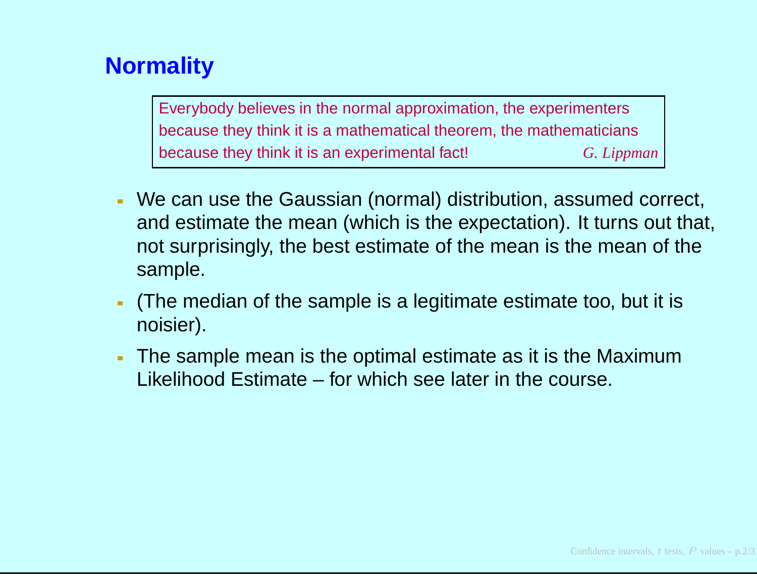## Normality

> Everybody believes in the normal approximation, the experimenters because they think it is a mathematical theorem, the mathematicians because they think it is an experimental fact! *G. Lippman*

- We can use the Gaussian (normal) distribution, assumed correct, and estimate the mean (which is the expectation). It turns out that, not surprisingly, the best estimate of the mean is the mean of the sample.
- (The median of the sample is a legitimate estimate too, but it is noisier).
- The sample mean is the optimal estimate as it is the Maximum Likelihood Estimate – for which see later in the course.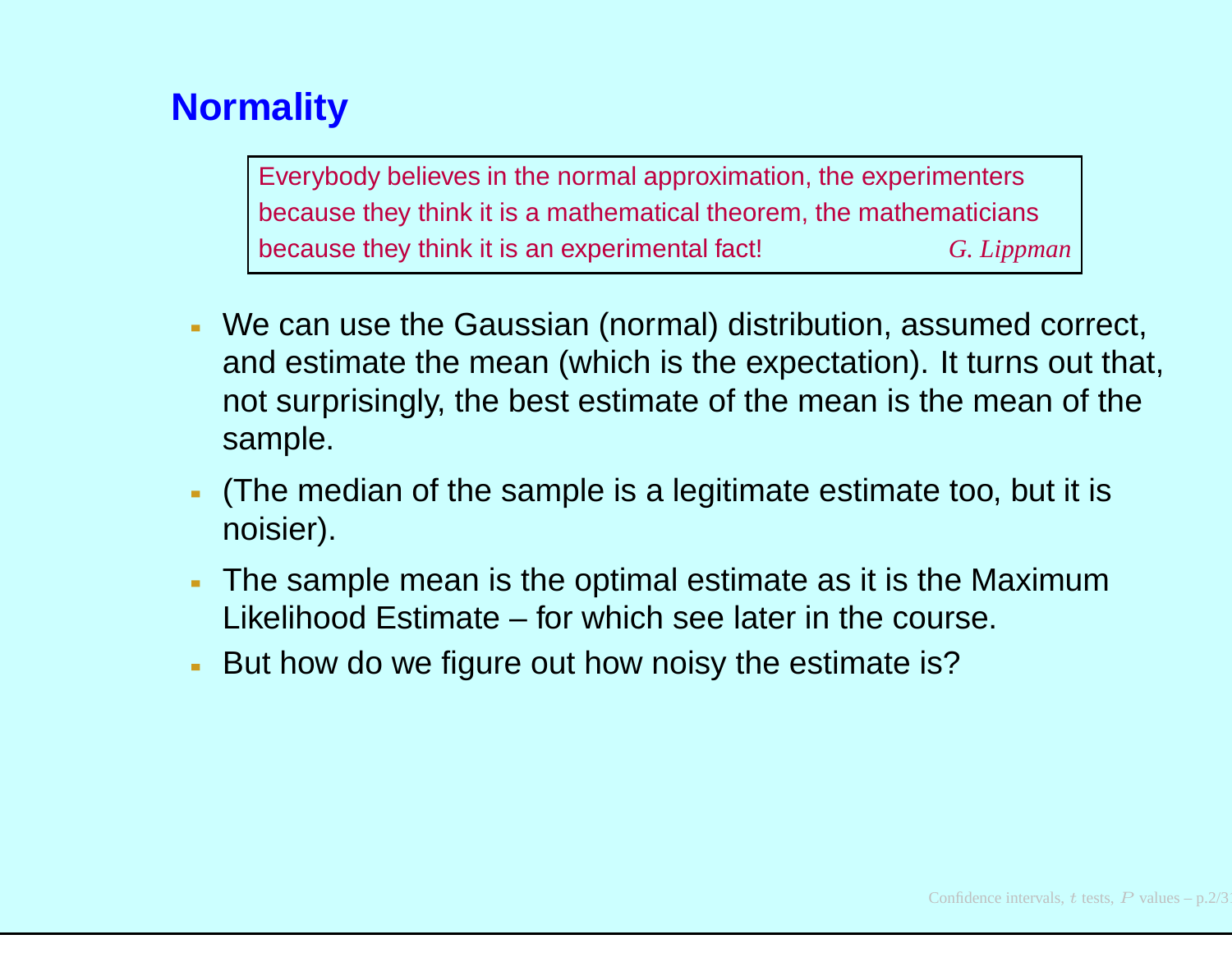## Normality

> Everybody believes in the normal approximation, the experimenters because they think it is a mathematical theorem, the mathematicians because they think it is an experimental fact! *G. Lippman*

- We can use the Gaussian (normal) distribution, assumed correct, and estimate the mean (which is the expectation). It turns out that, not surprisingly, the best estimate of the mean is the mean of the sample.
- (The median of the sample is a legitimate estimate too, but it is noisier).
- The sample mean is the optimal estimate as it is the Maximum Likelihood Estimate – for which see later in the course.
- But how do we figure out how noisy the estimate is?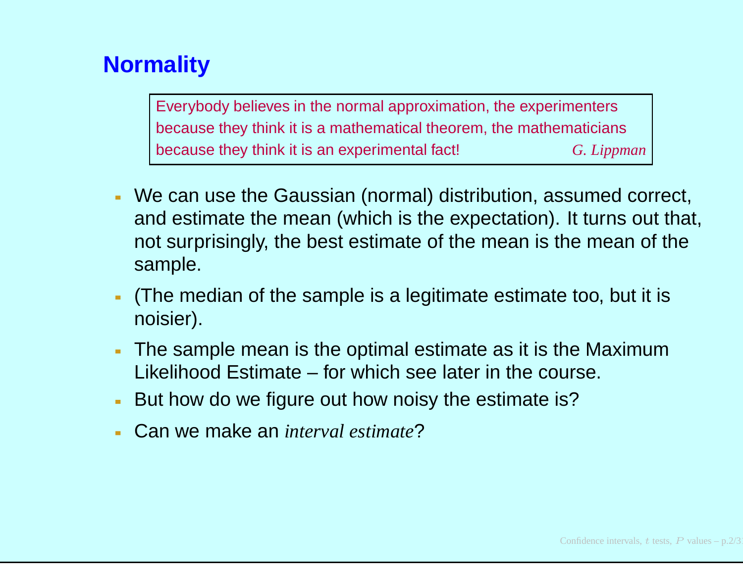## Normality

> Everybody believes in the normal approximation, the experimenters because they think it is a mathematical theorem, the mathematicians because they think it is an experimental fact! *G. Lippman*

- We can use the Gaussian (normal) distribution, assumed correct, and estimate the mean (which is the expectation). It turns out that, not surprisingly, the best estimate of the mean is the mean of the sample.
- (The median of the sample is a legitimate estimate too, but it is noisier).
- The sample mean is the optimal estimate as it is the Maximum Likelihood Estimate – for which see later in the course.
- But how do we figure out how noisy the estimate is?
- Can we make an *interval estimate*?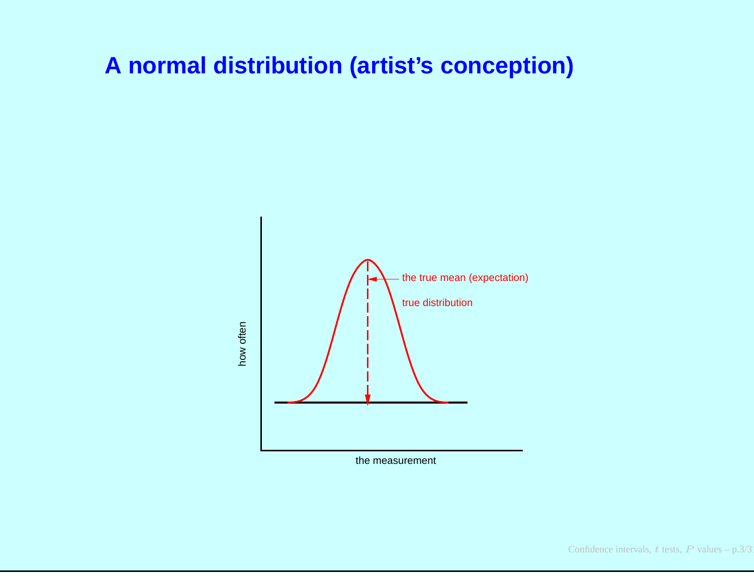# A normal distribution (artist's conception)

how often

the true mean (expectation)

true distribution

the measurement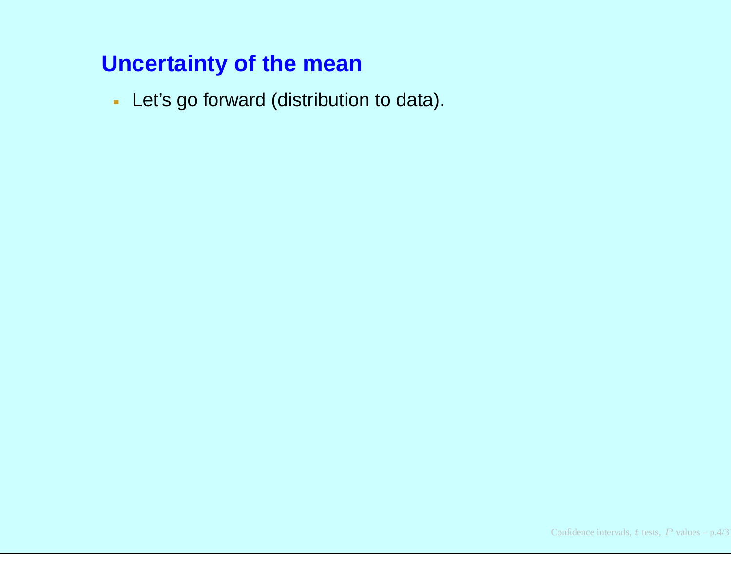## Uncertainty of the mean

- Let's go forward (distribution to data).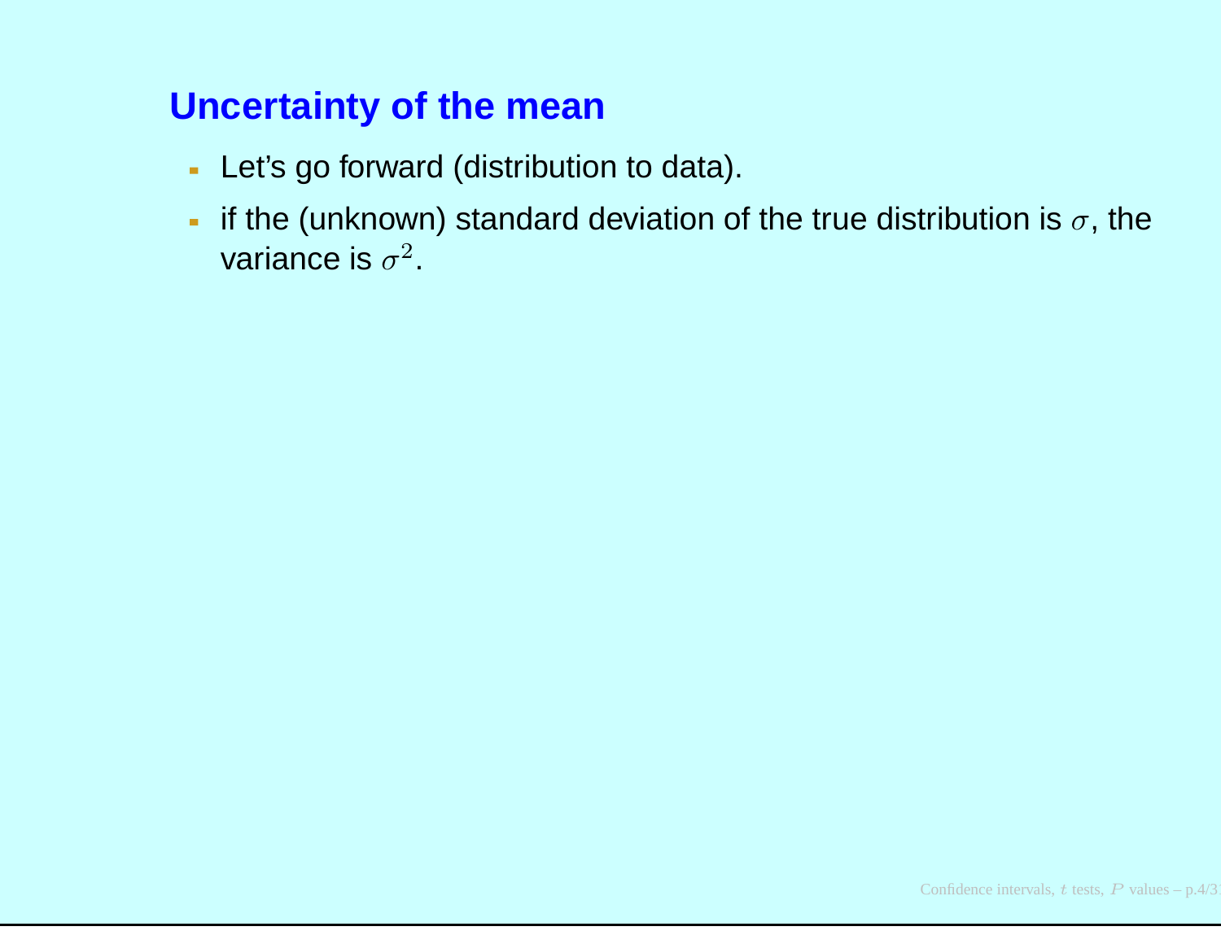## Uncertainty of the mean

- Let's go forward (distribution to data).
- if the (unknown) standard deviation of the true distribution is $\sigma$, the variance is $\sigma^2$.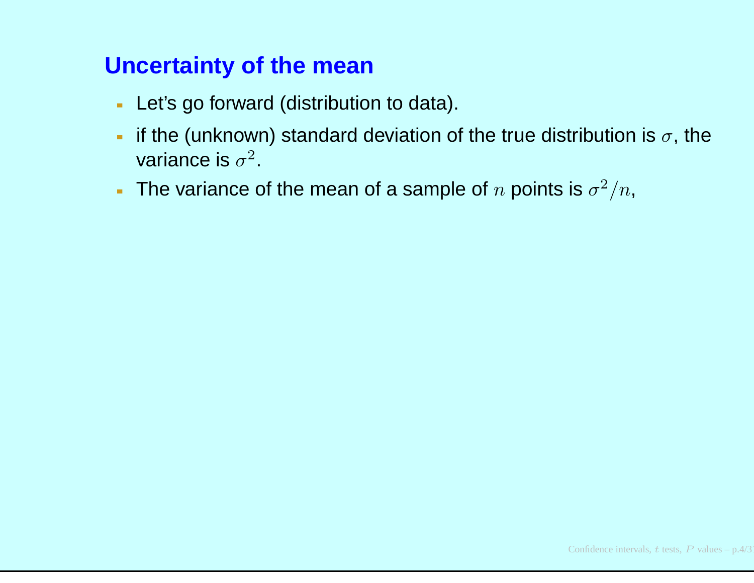## Uncertainty of the mean

- Let's go forward (distribution to data).
- if the (unknown) standard deviation of the true distribution is $\sigma$, the variance is $\sigma^2$.
- The variance of the mean of a sample of $n$ points is $\sigma^2/n$,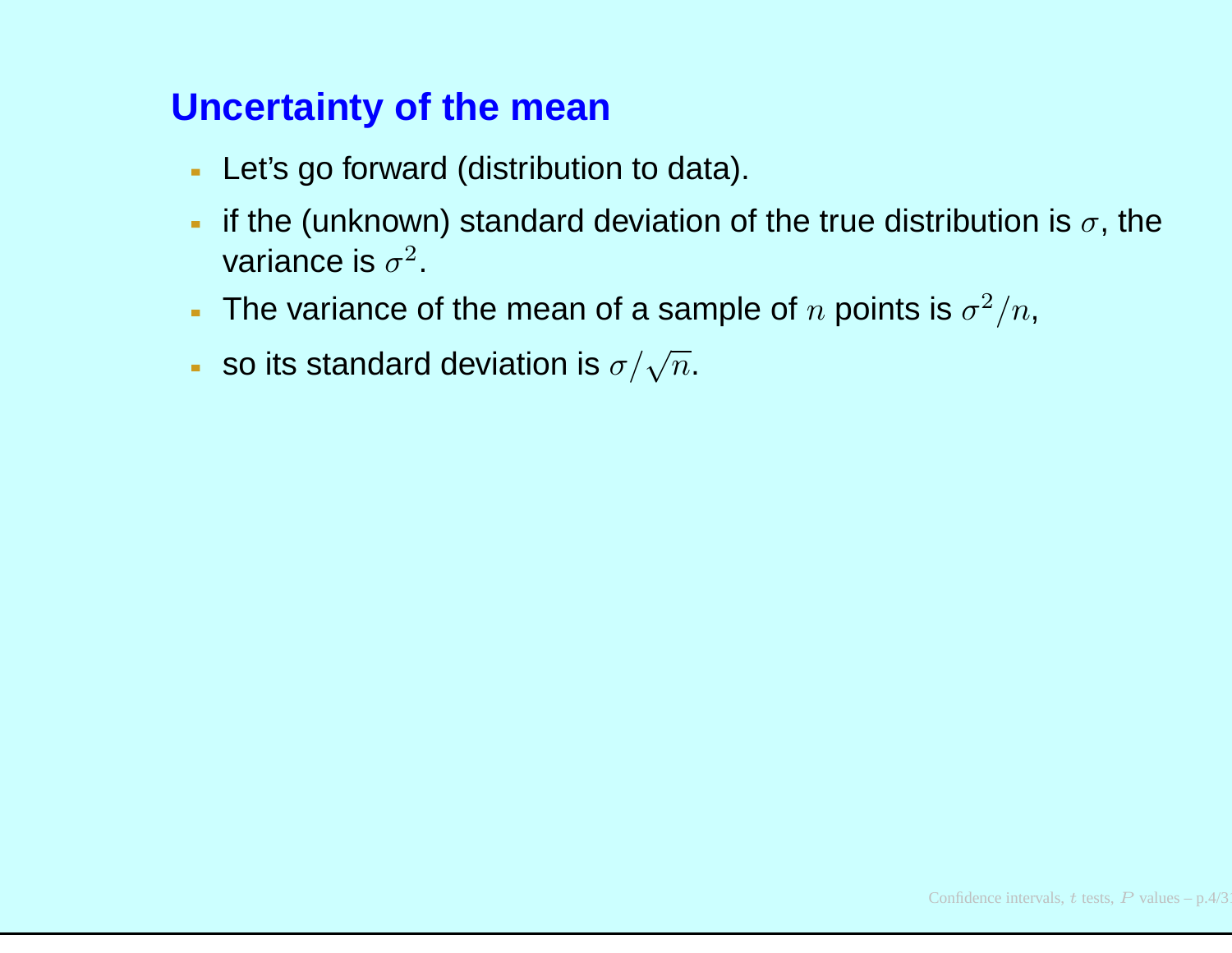## Uncertainty of the mean

- Let's go forward (distribution to data).
- if the (unknown) standard deviation of the true distribution is $\sigma$, the variance is $\sigma^2$.
- The variance of the mean of a sample of $n$ points is $\sigma^2/n$,
- so its standard deviation is $\sigma/\sqrt{n}$.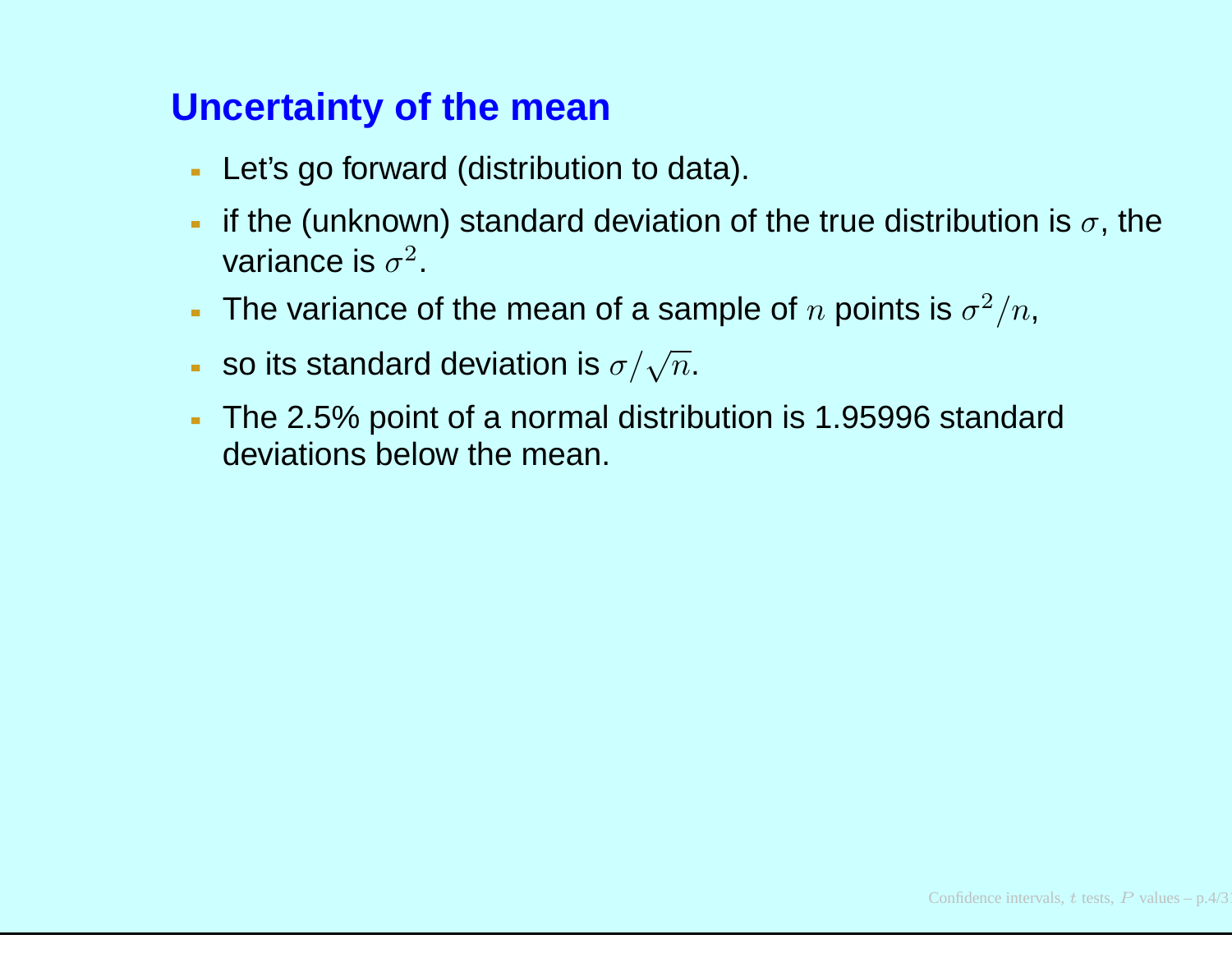## Uncertainty of the mean

- Let's go forward (distribution to data).
- if the (unknown) standard deviation of the true distribution is $\sigma$, the variance is $\sigma^2$.
- The variance of the mean of a sample of $n$ points is $\sigma^2/n$,
- so its standard deviation is $\sigma/\sqrt{n}$.
- The 2.5% point of a normal distribution is 1.95996 standard deviations below the mean.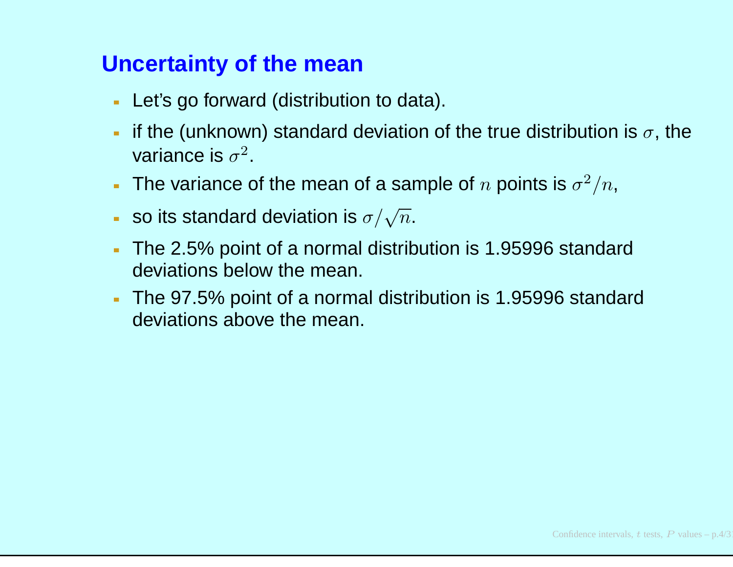## Uncertainty of the mean

- Let's go forward (distribution to data).
- if the (unknown) standard deviation of the true distribution is $\sigma$, the variance is $\sigma^2$.
- The variance of the mean of a sample of $n$ points is $\sigma^2/n$,
- so its standard deviation is $\sigma/\sqrt{n}$.
- The 2.5% point of a normal distribution is 1.95996 standard deviations below the mean.
- The 97.5% point of a normal distribution is 1.95996 standard deviations above the mean.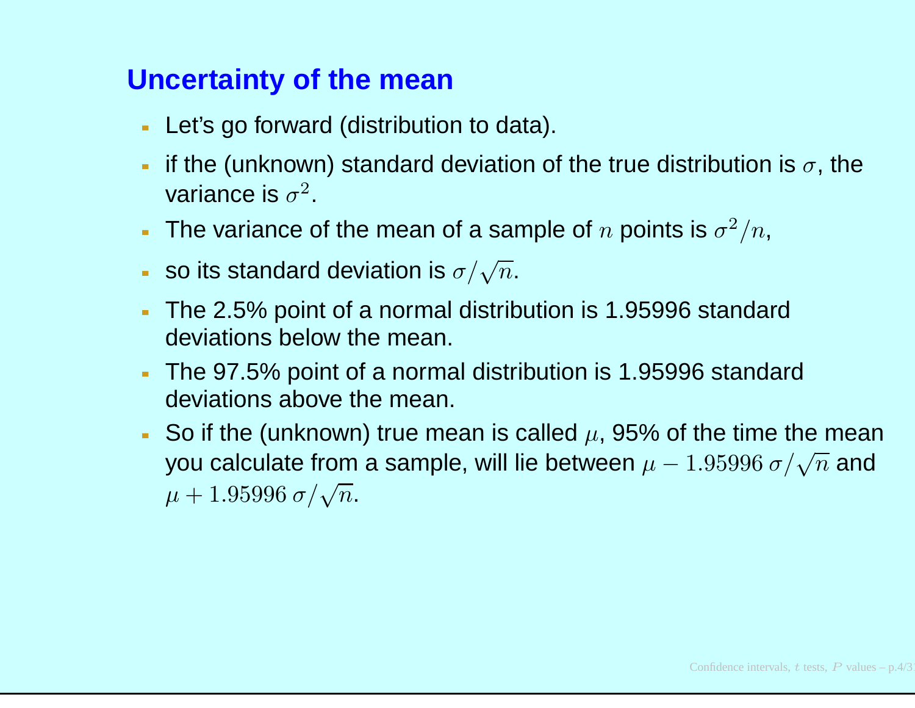## Uncertainty of the mean

- Let's go forward (distribution to data).
- if the (unknown) standard deviation of the true distribution is $\sigma$, the variance is $\sigma^2$.
- The variance of the mean of a sample of $n$ points is $\sigma^2/n$,
- so its standard deviation is $\sigma/\sqrt{n}$.
- The 2.5% point of a normal distribution is 1.95996 standard deviations below the mean.
- The 97.5% point of a normal distribution is 1.95996 standard deviations above the mean.
- So if the (unknown) true mean is called $\mu$, 95% of the time the mean you calculate from a sample, will lie between $\mu - 1.95996\,\sigma/\sqrt{n}$ and $\mu + 1.95996\,\sigma/\sqrt{n}$.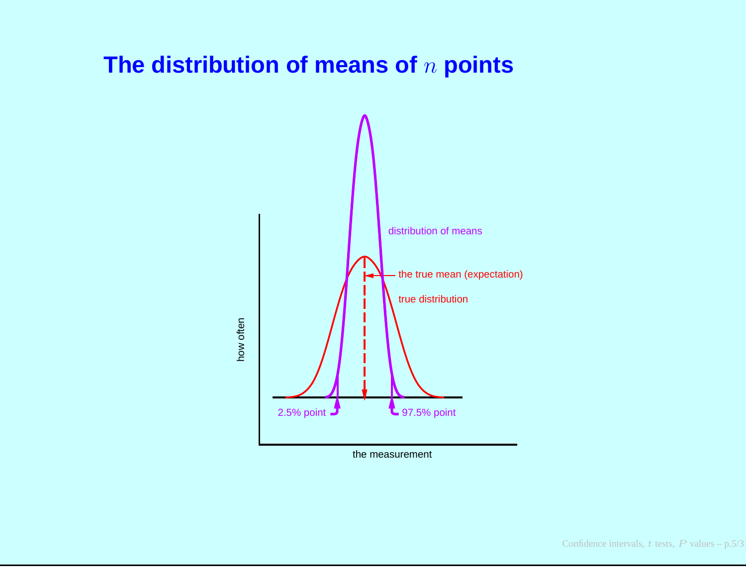# The distribution of means of $n$ points

how often

distribution of means

the true mean (expectation)

true distribution

2.5% point

97.5% point

the measurement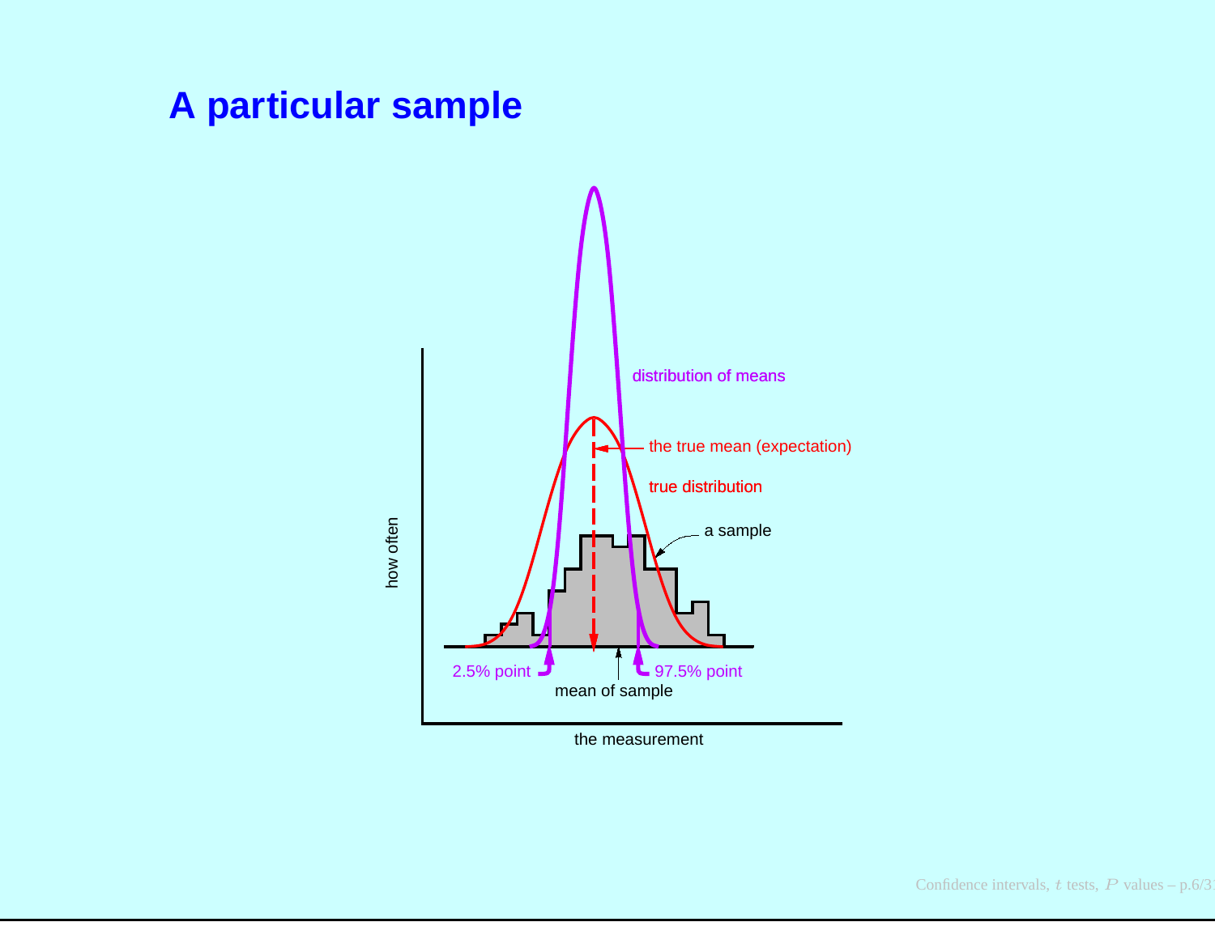# A particular sample

distribution of means

the true mean (expectation)

true distribution

a sample

how often

2.5% point

mean of sample

97.5% point

the measurement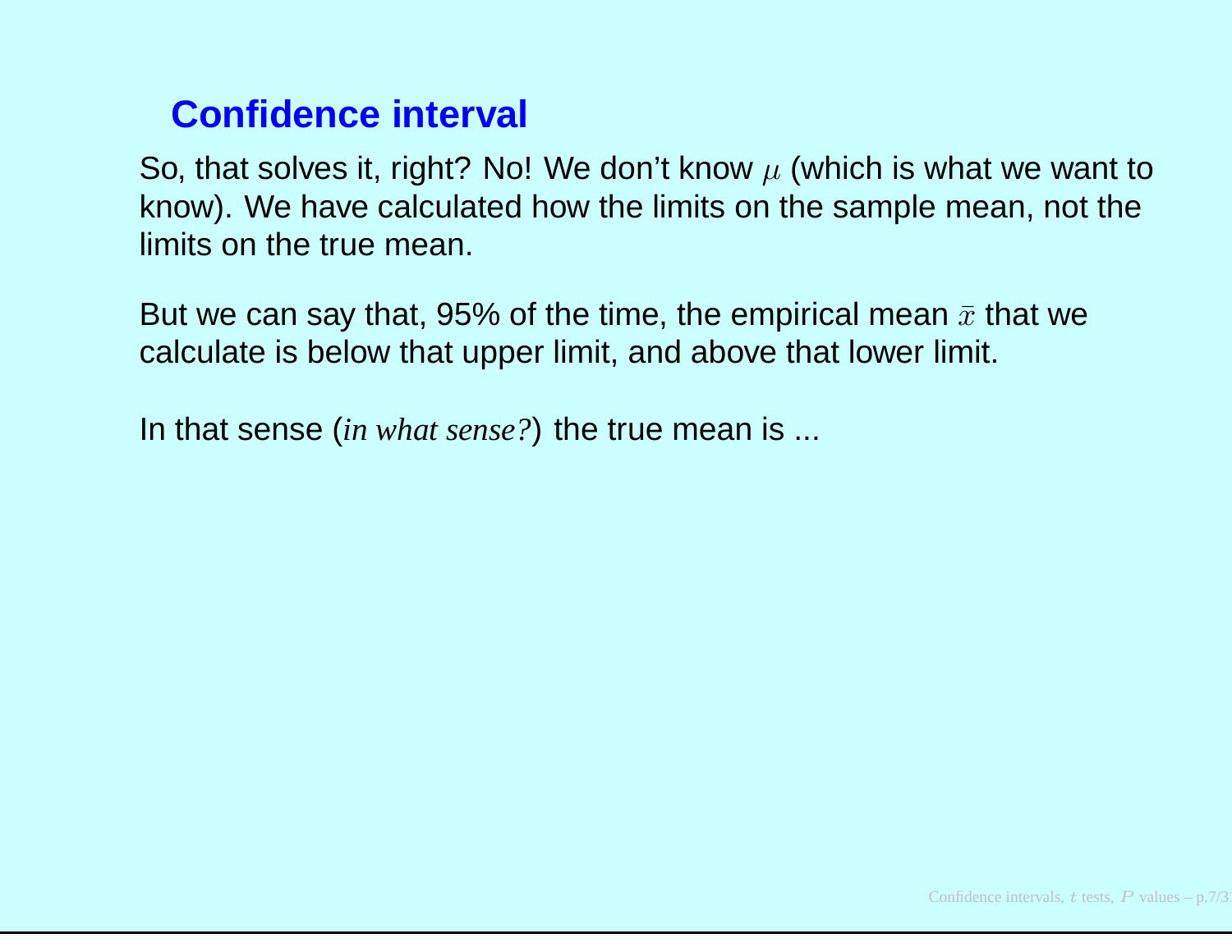## Confidence interval

So, that solves it, right? No! We don't know $\mu$ (which is what we want to know). We have calculated how the limits on the sample mean, not the limits on the true mean.

But we can say that, 95% of the time, the empirical mean $\bar{x}$ that we calculate is below that upper limit, and above that lower limit.

In that sense (*in what sense?*) the true mean is ...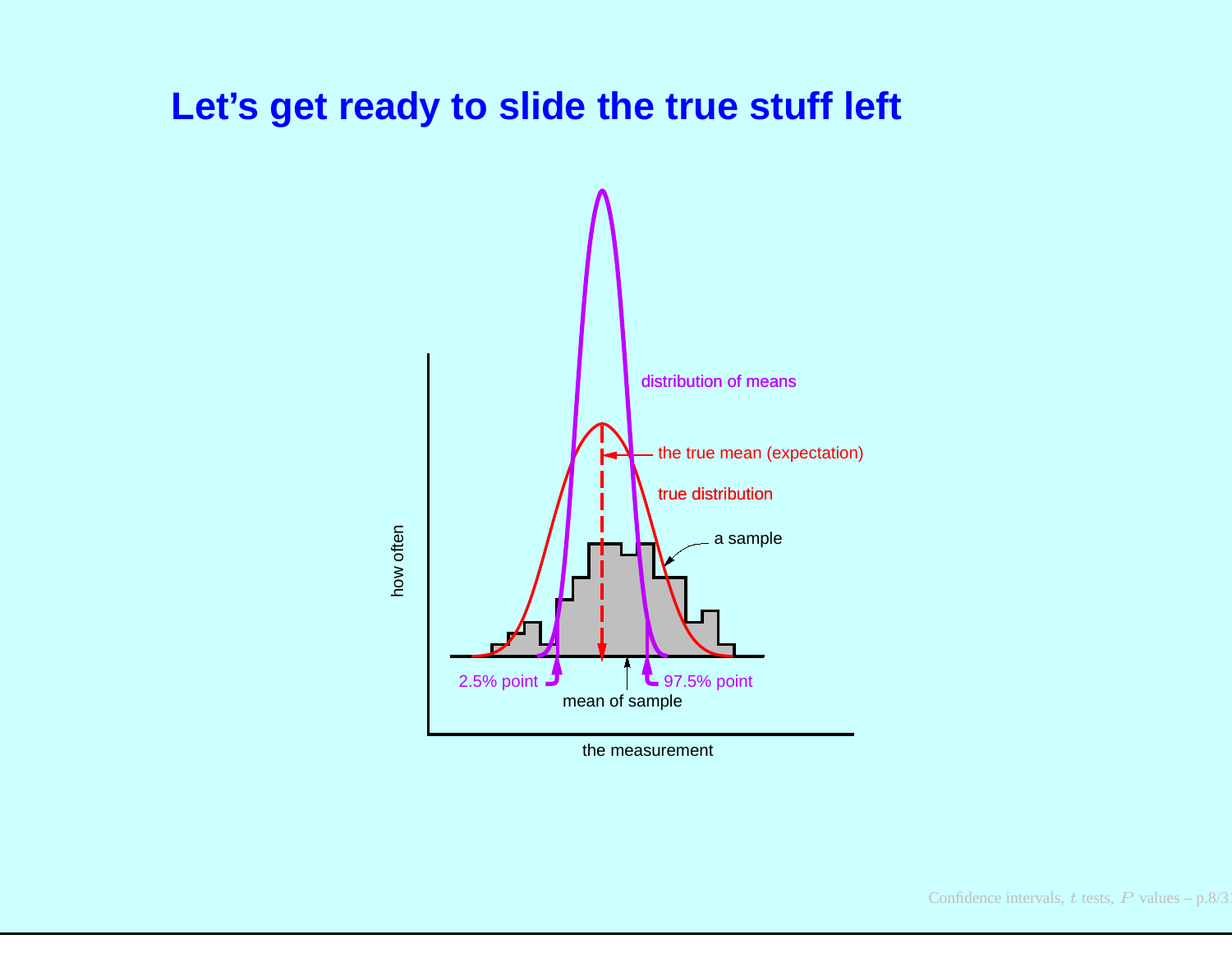# Let's get ready to slide the true stuff left

distribution of means

the true mean (expectation)

true distribution

a sample

how often

2.5% point

97.5% point

mean of sample

the measurement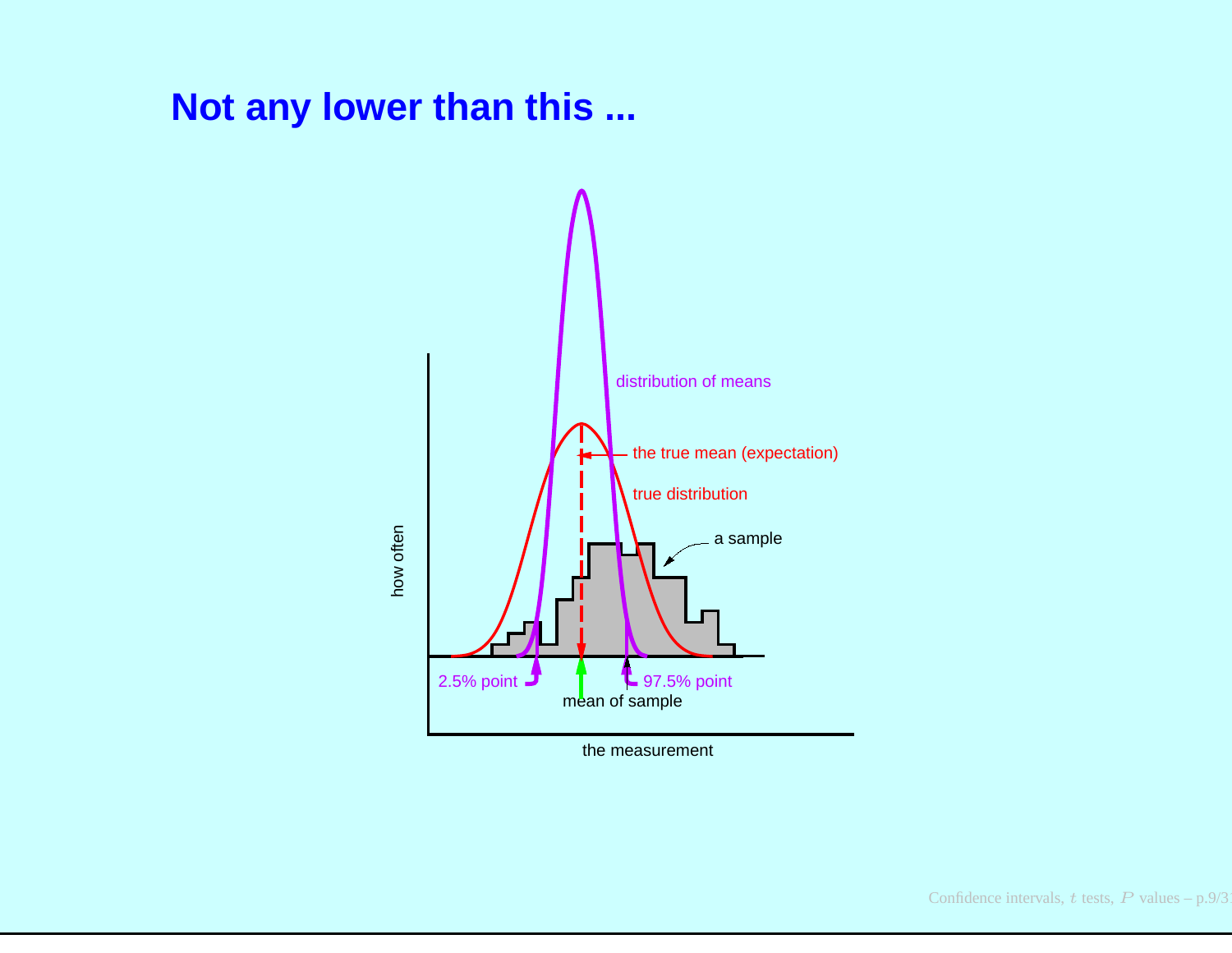# Not any lower than this ...

distribution of means

the true mean (expectation)

true distribution

a sample

how often

2.5% point

mean of sample

97.5% point

the measurement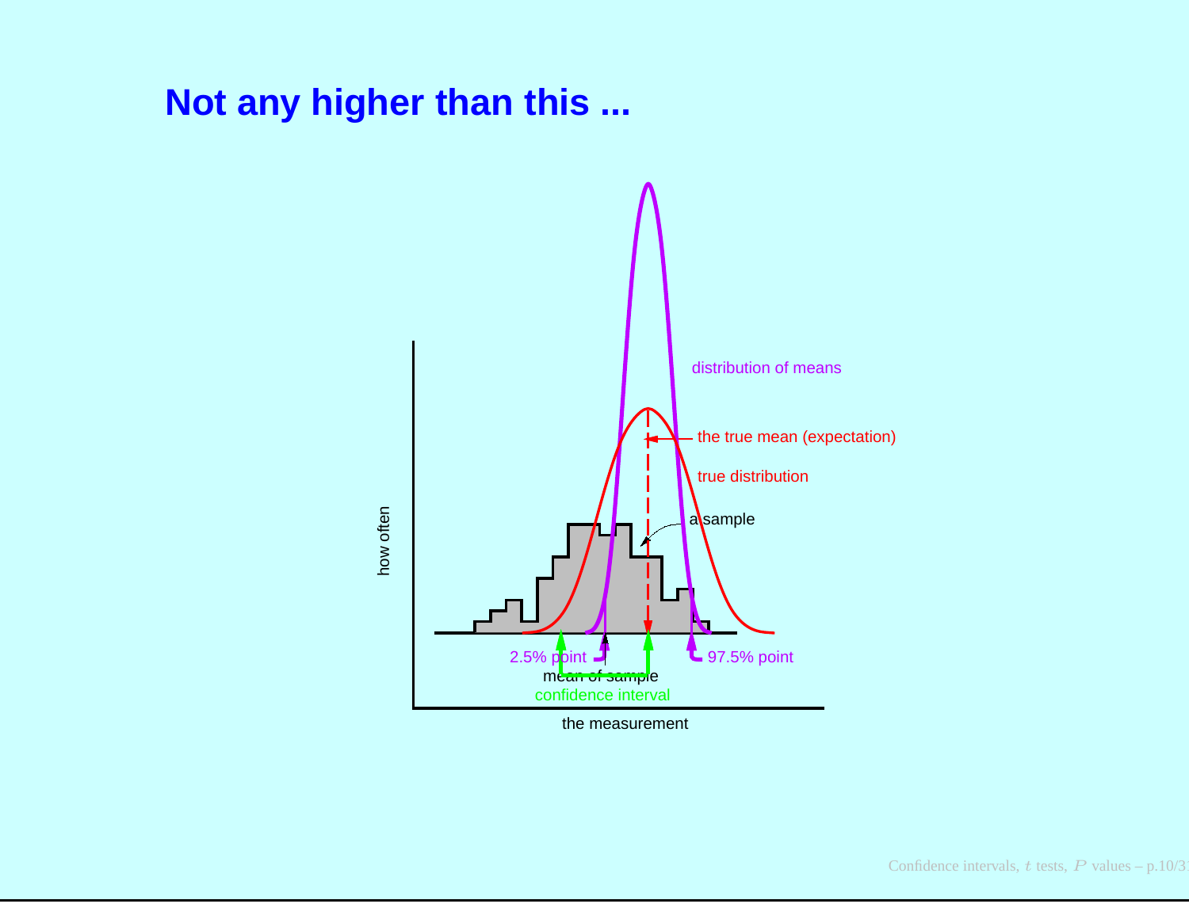# Not any higher than this ...

distribution of means

the true mean (expectation)

true distribution

a sample

2.5% point

97.5% point

mean of sample

confidence interval

how often

the measurement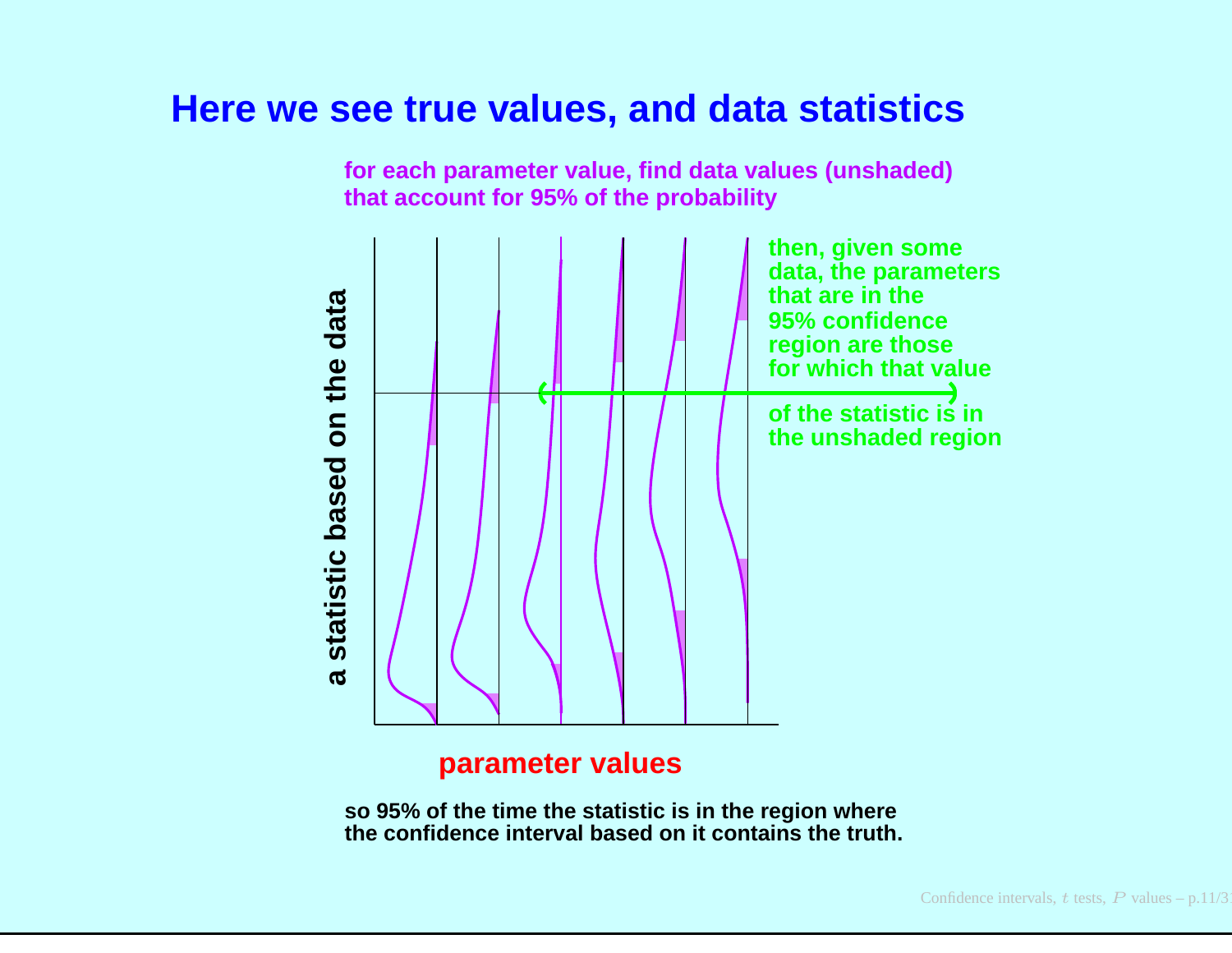# Here we see true values, and data statistics

for each parameter value, find data values (unshaded) that account for 95% of the probability

then, given some data, the parameters that are in the 95% confidence region are those for which that value of the statistic is in the unshaded region

a statistic based on the data

parameter values

so 95% of the time the statistic is in the region where the confidence interval based on it contains the truth.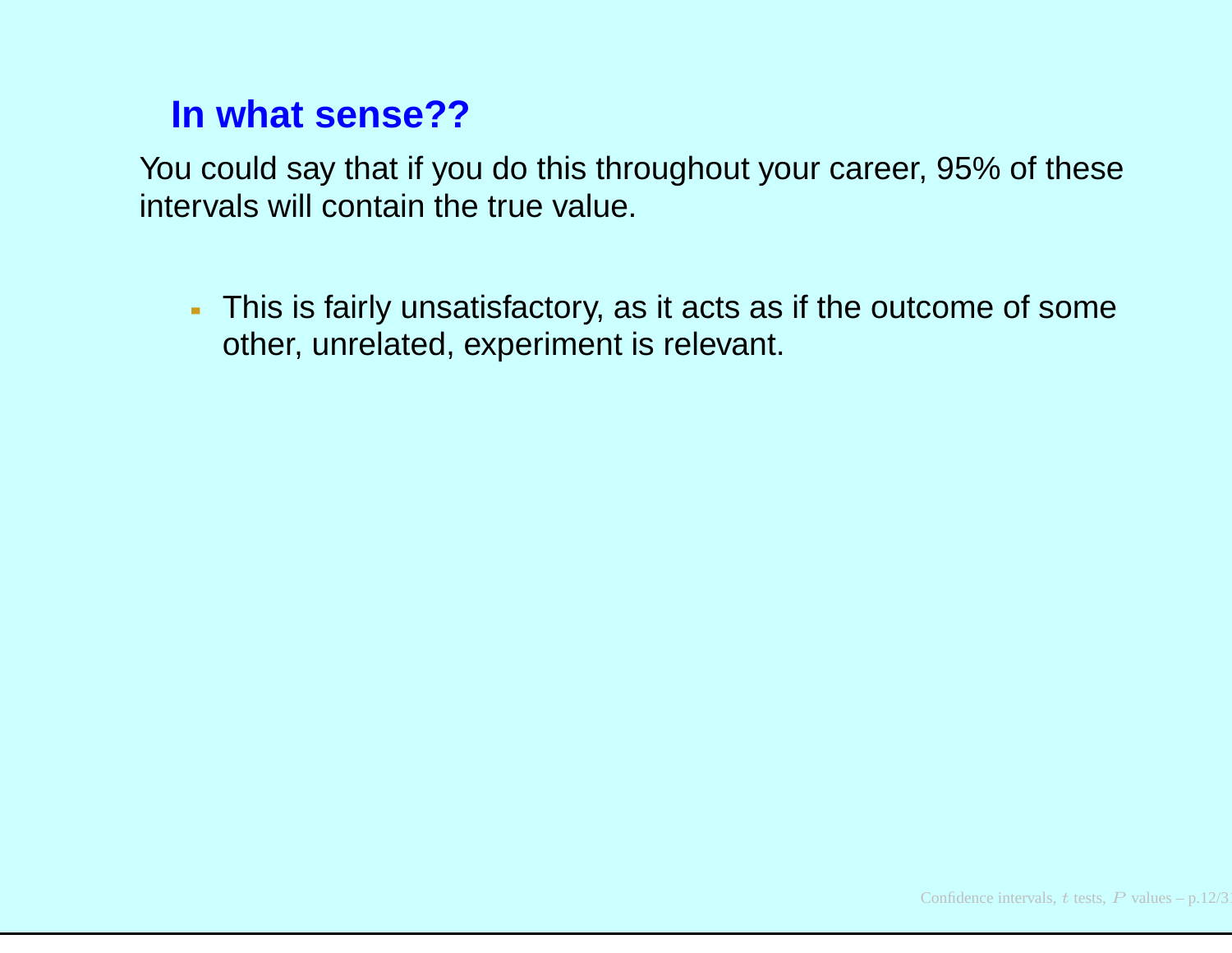## In what sense??

You could say that if you do this throughout your career, 95% of these intervals will contain the true value.

- This is fairly unsatisfactory, as it acts as if the outcome of some other, unrelated, experiment is relevant.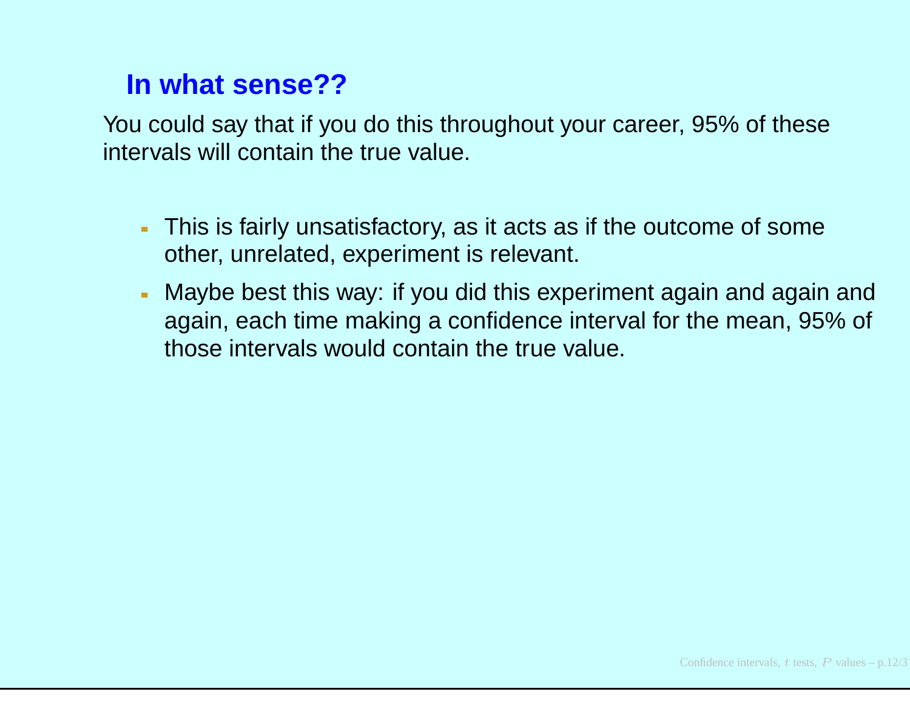## In what sense??

You could say that if you do this throughout your career, 95% of these intervals will contain the true value.

- This is fairly unsatisfactory, as it acts as if the outcome of some other, unrelated, experiment is relevant.
- Maybe best this way: if you did this experiment again and again and again, each time making a confidence interval for the mean, 95% of those intervals would contain the true value.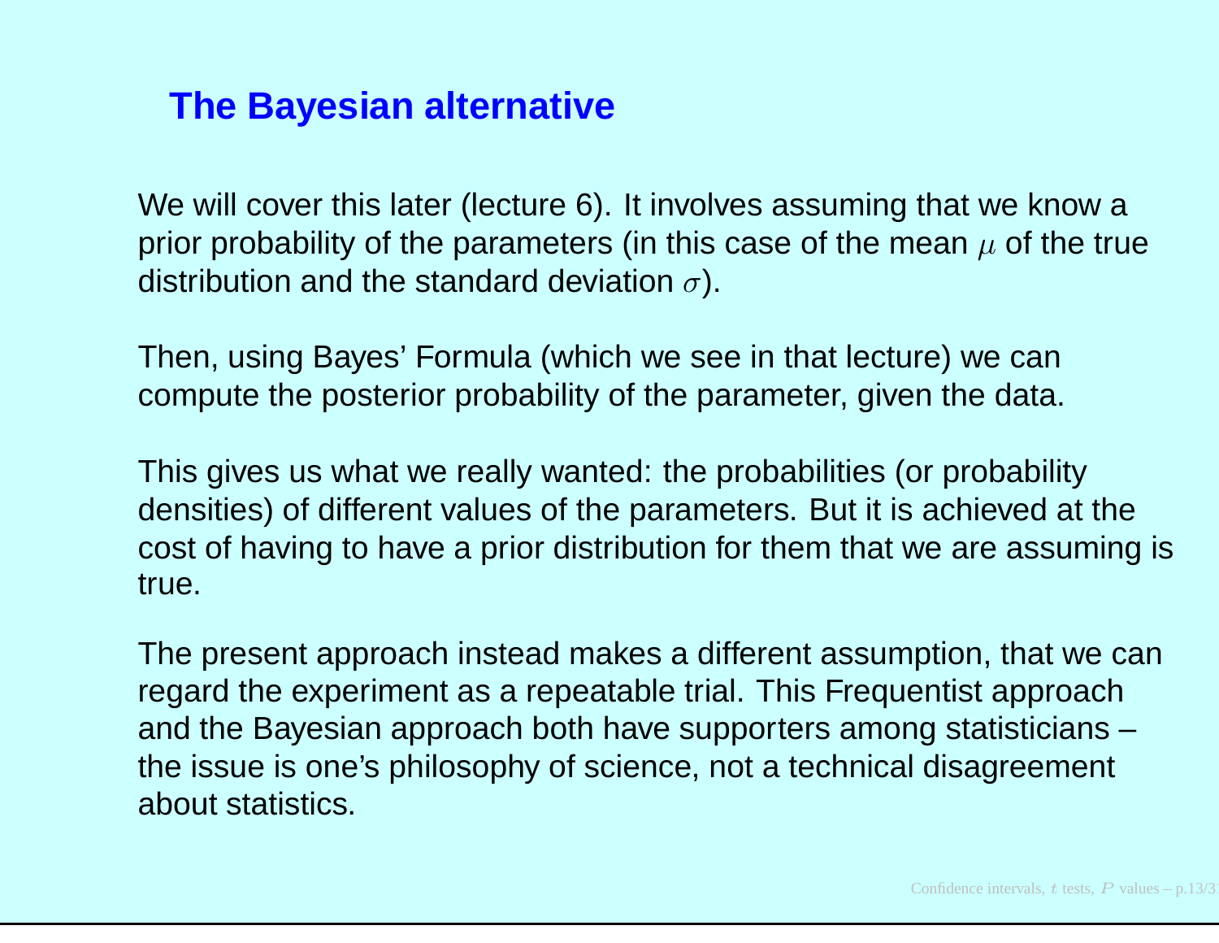## The Bayesian alternative

We will cover this later (lecture 6). It involves assuming that we know a prior probability of the parameters (in this case of the mean $\mu$ of the true distribution and the standard deviation $\sigma$).

Then, using Bayes' Formula (which we see in that lecture) we can compute the posterior probability of the parameter, given the data.

This gives us what we really wanted: the probabilities (or probability densities) of different values of the parameters. But it is achieved at the cost of having to have a prior distribution for them that we are assuming is true.

The present approach instead makes a different assumption, that we can regard the experiment as a repeatable trial. This Frequentist approach and the Bayesian approach both have supporters among statisticians – the issue is one's philosophy of science, not a technical disagreement about statistics.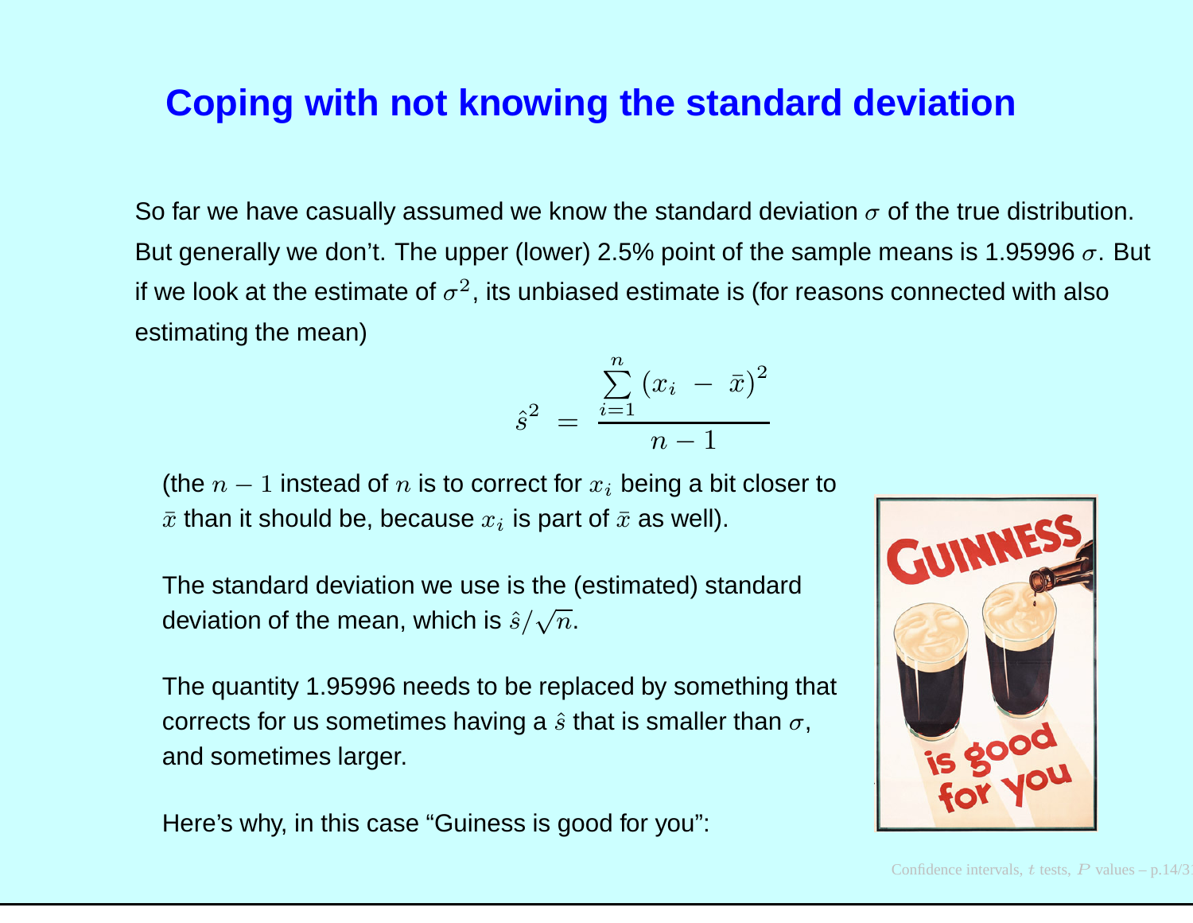# Coping with not knowing the standard deviation

So far we have casually assumed we know the standard deviation $\sigma$ of the true distribution. But generally we don't. The upper (lower) 2.5% point of the sample means is 1.95996 $\sigma$. But if we look at the estimate of $\sigma^2$, its unbiased estimate is (for reasons connected with also estimating the mean)

$$\hat{s}^2 = \frac{\sum_{i=1}^{n} (x_i - \bar{x})^2}{n-1}$$

(the $n-1$ instead of $n$ is to correct for $x_i$ being a bit closer to $\bar{x}$ than it should be, because $x_i$ is part of $\bar{x}$ as well).

The standard deviation we use is the (estimated) standard deviation of the mean, which is $\hat{s}/\sqrt{n}$.

The quantity 1.95996 needs to be replaced by something that corrects for us sometimes having a $\hat{s}$ that is smaller than $\sigma$, and sometimes larger.

Here's why, in this case "Guiness is good for you":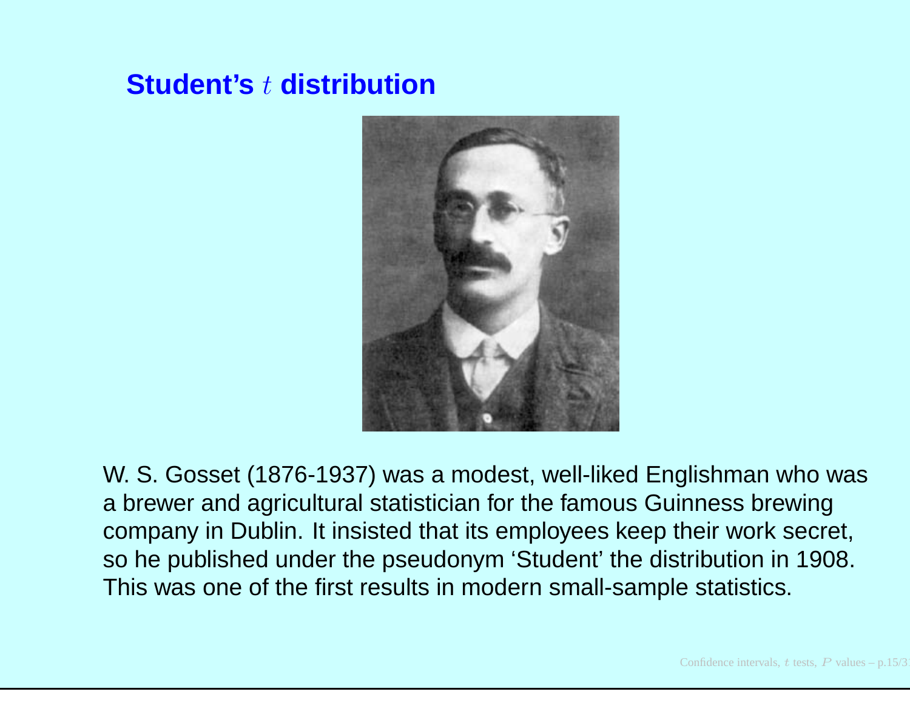## Student's $t$ distribution

W. S. Gosset (1876-1937) was a modest, well-liked Englishman who was a brewer and agricultural statistician for the famous Guinness brewing company in Dublin. It insisted that its employees keep their work secret, so he published under the pseudonym 'Student' the distribution in 1908. This was one of the first results in modern small-sample statistics.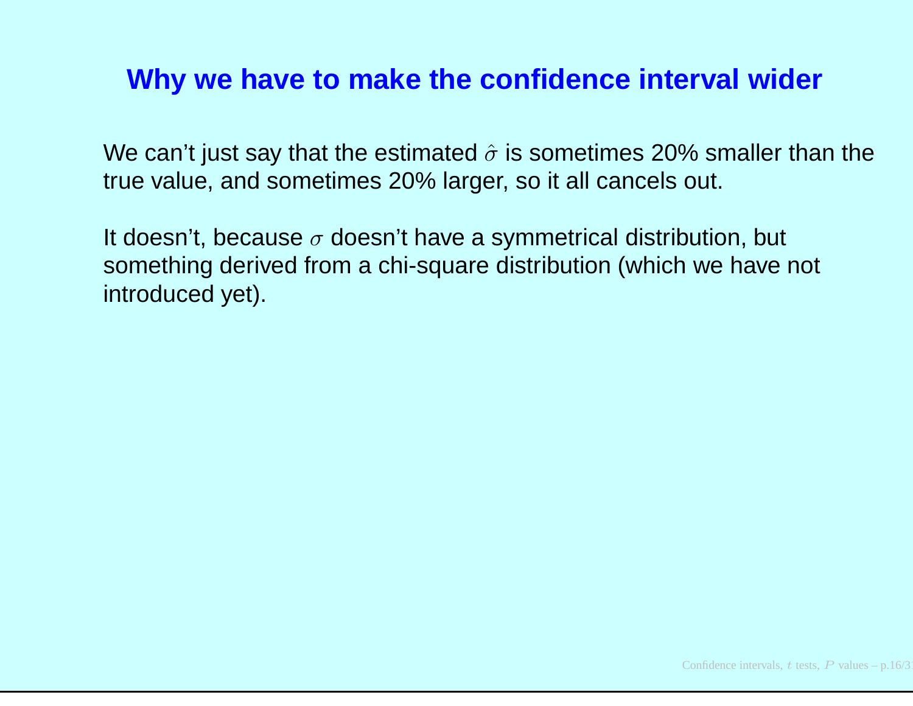# Why we have to make the confidence interval wider

We can't just say that the estimated $\hat{\sigma}$ is sometimes 20% smaller than the true value, and sometimes 20% larger, so it all cancels out.

It doesn't, because $\sigma$ doesn't have a symmetrical distribution, but something derived from a chi-square distribution (which we have not introduced yet).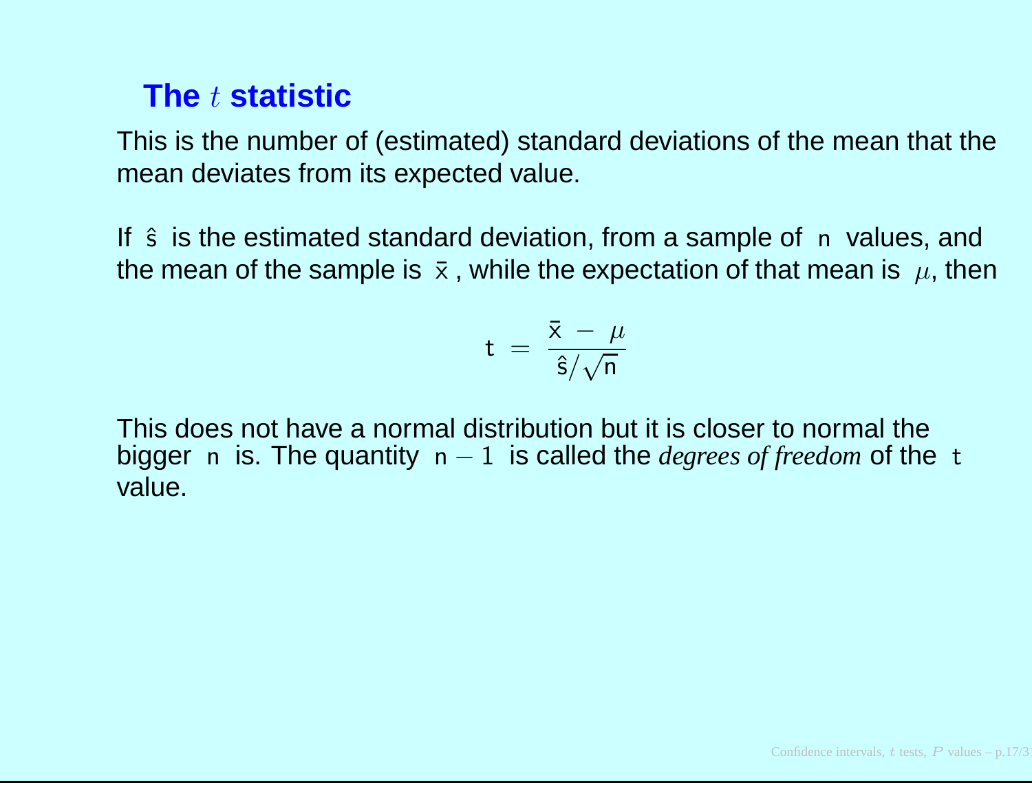## The $t$ statistic

This is the number of (estimated) standard deviations of the mean that the mean deviates from its expected value.

If $\hat{s}$ is the estimated standard deviation, from a sample of $n$ values, and the mean of the sample is $\bar{x}$, while the expectation of that mean is $\mu$, then

$$t = \frac{\bar{x} - \mu}{\hat{s}/\sqrt{n}}$$

This does not have a normal distribution but it is closer to normal the bigger $n$ is. The quantity $n - 1$ is called the *degrees of freedom* of the $t$ value.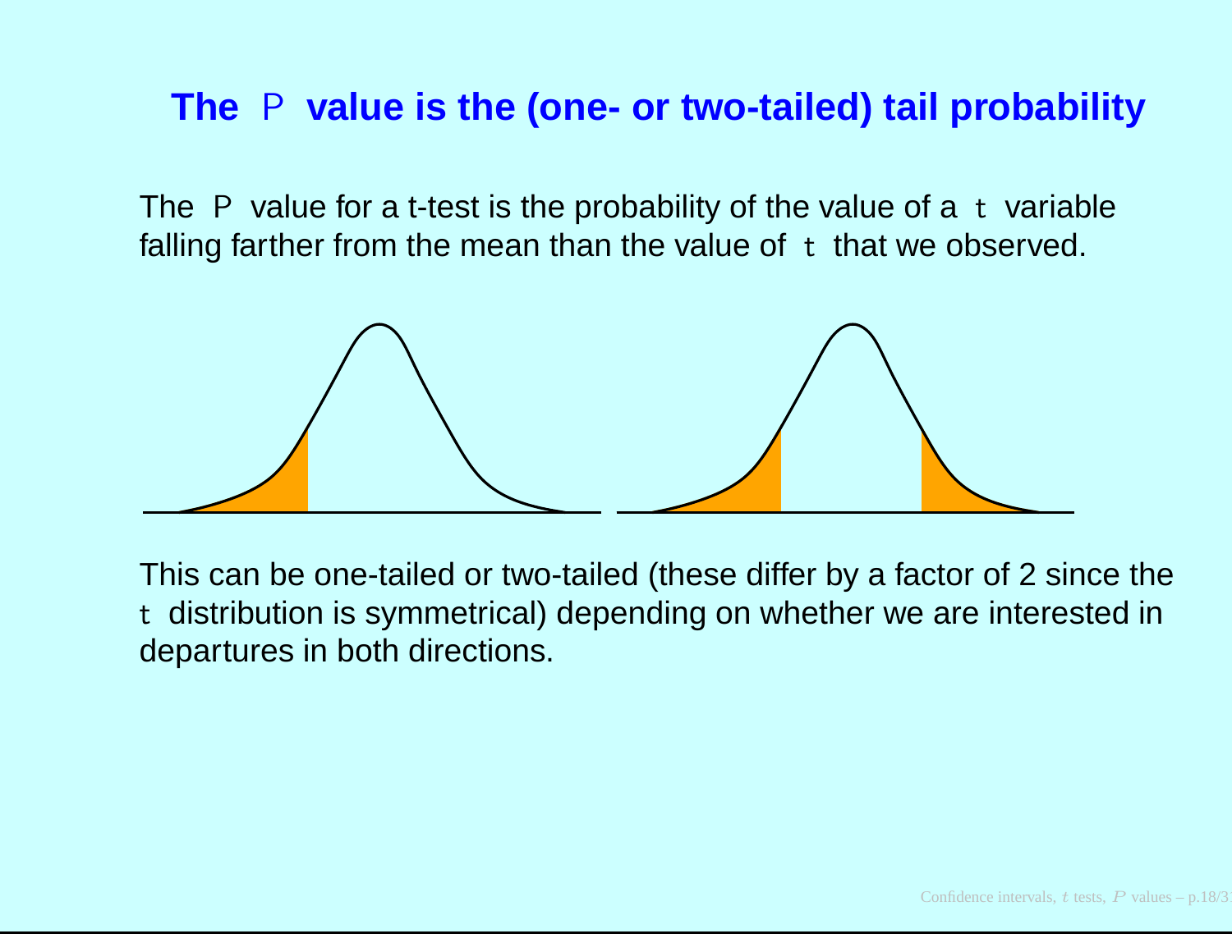## The $P$ value is the (one- or two-tailed) tail probability

The $P$ value for a t-test is the probability of the value of a $t$ variable falling farther from the mean than the value of $t$ that we observed.

This can be one-tailed or two-tailed (these differ by a factor of 2 since the $t$ distribution is symmetrical) depending on whether we are interested in departures in both directions.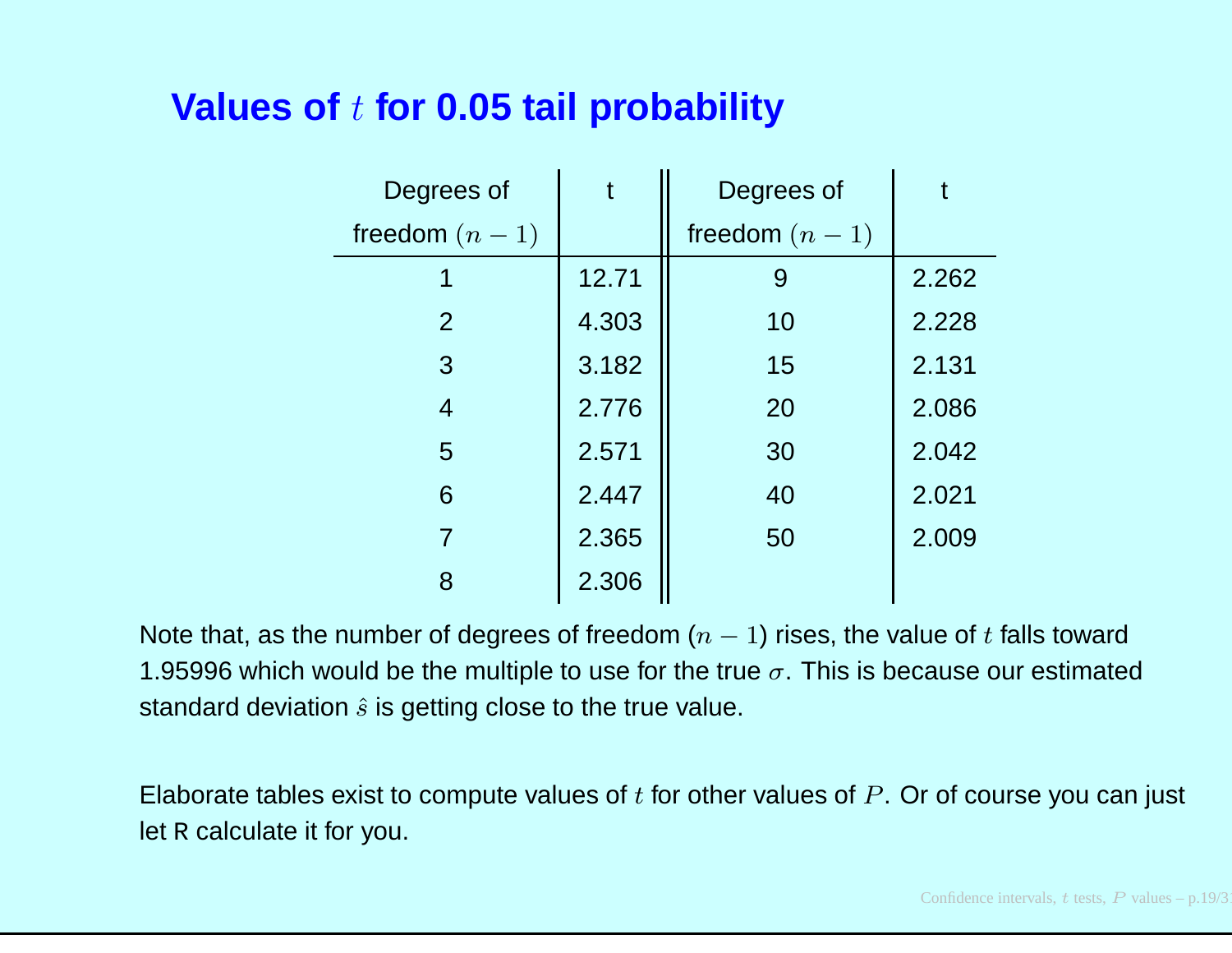## Values of $t$ for 0.05 tail probability

| Degrees of freedom $(n-1)$ | t | Degrees of freedom $(n-1)$ | t |
|---|---|---|---|
| 1 | 12.71 | 9 | 2.262 |
| 2 | 4.303 | 10 | 2.228 |
| 3 | 3.182 | 15 | 2.131 |
| 4 | 2.776 | 20 | 2.086 |
| 5 | 2.571 | 30 | 2.042 |
| 6 | 2.447 | 40 | 2.021 |
| 7 | 2.365 | 50 | 2.009 |
| 8 | 2.306 | | |

Note that, as the number of degrees of freedom ($n-1$) rises, the value of $t$ falls toward 1.95996 which would be the multiple to use for the true $\sigma$. This is because our estimated standard deviation $\hat{s}$ is getting close to the true value.

Elaborate tables exist to compute values of $t$ for other values of $P$. Or of course you can just let R calculate it for you.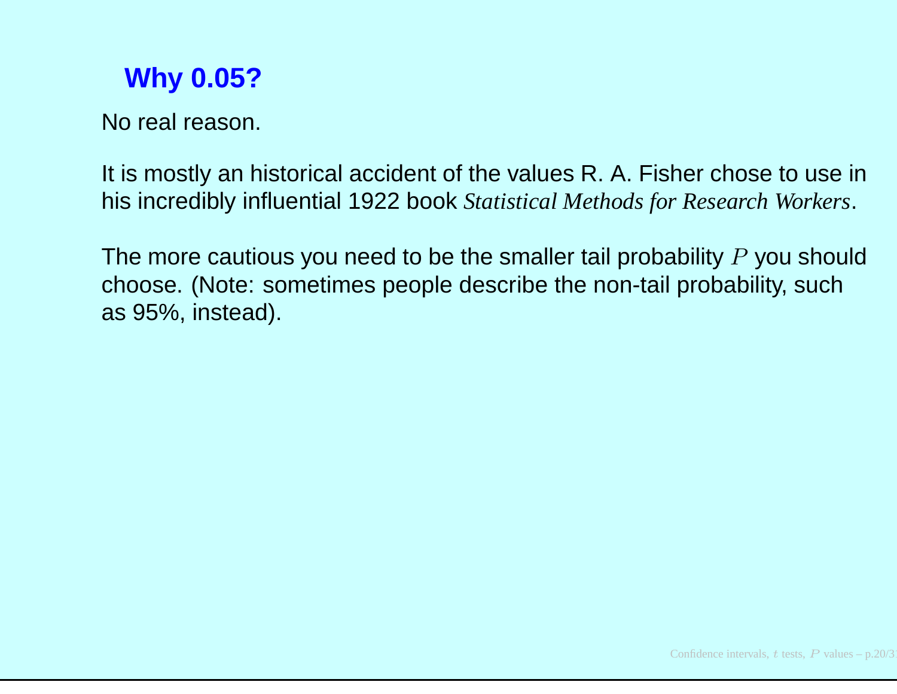## Why 0.05?

No real reason.

It is mostly an historical accident of the values R. A. Fisher chose to use in his incredibly influential 1922 book *Statistical Methods for Research Workers*.

The more cautious you need to be the smaller tail probability $P$ you should choose. (Note: sometimes people describe the non-tail probability, such as 95%, instead).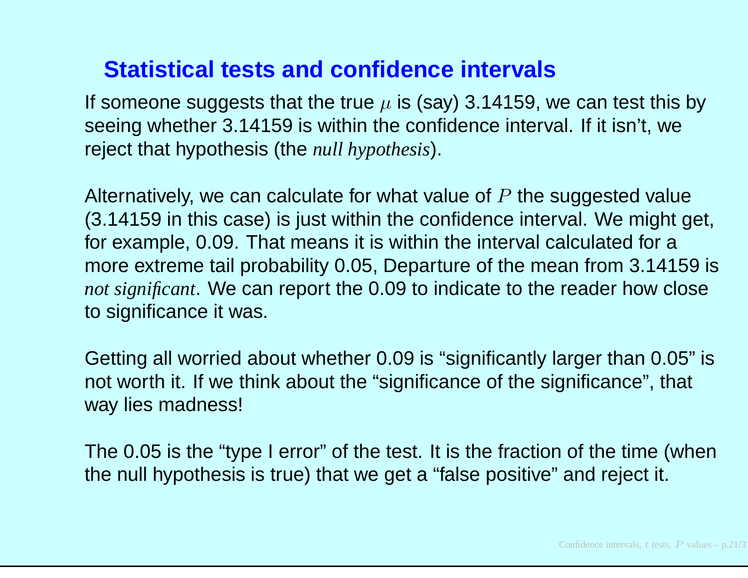## Statistical tests and confidence intervals

If someone suggests that the true $\mu$ is (say) 3.14159, we can test this by seeing whether 3.14159 is within the confidence interval. If it isn't, we reject that hypothesis (the *null hypothesis*).

Alternatively, we can calculate for what value of $P$ the suggested value (3.14159 in this case) is just within the confidence interval. We might get, for example, 0.09. That means it is within the interval calculated for a more extreme tail probability 0.05, Departure of the mean from 3.14159 is *not significant*. We can report the 0.09 to indicate to the reader how close to significance it was.

Getting all worried about whether 0.09 is "significantly larger than 0.05" is not worth it. If we think about the "significance of the significance", that way lies madness!

The 0.05 is the "type I error" of the test. It is the fraction of the time (when the null hypothesis is true) that we get a "false positive" and reject it.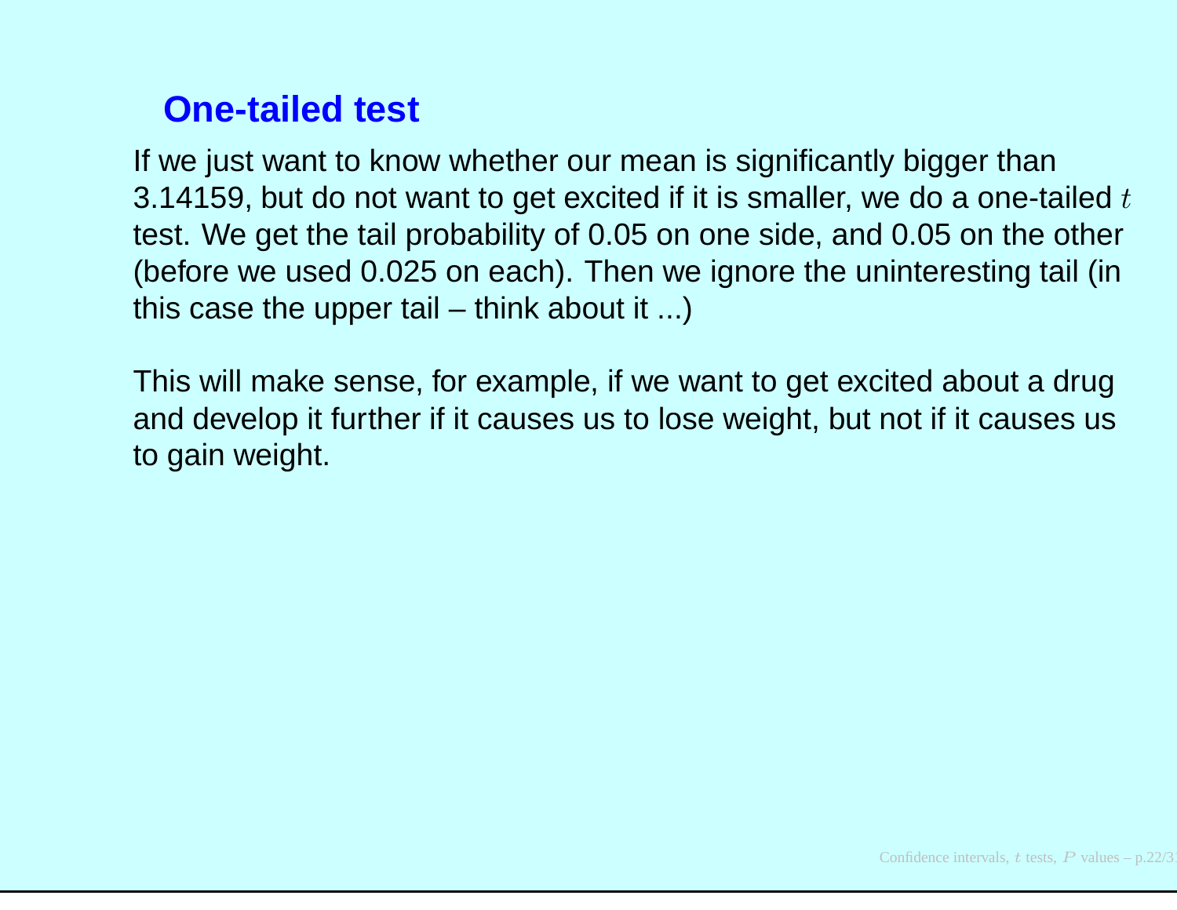## One-tailed test

If we just want to know whether our mean is significantly bigger than 3.14159, but do not want to get excited if it is smaller, we do a one-tailed $t$ test. We get the tail probability of 0.05 on one side, and 0.05 on the other (before we used 0.025 on each). Then we ignore the uninteresting tail (in this case the upper tail – think about it ...)

This will make sense, for example, if we want to get excited about a drug and develop it further if it causes us to lose weight, but not if it causes us to gain weight.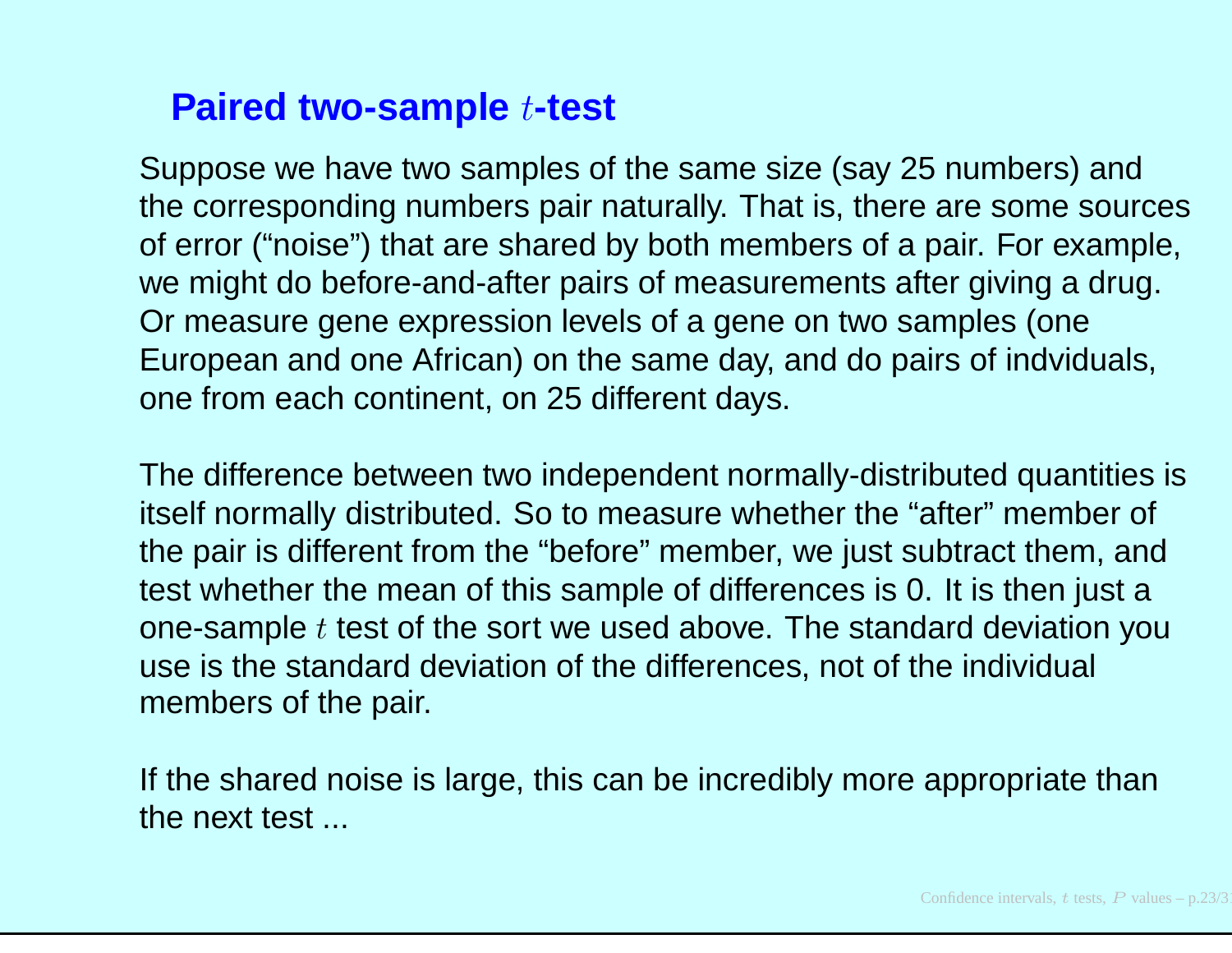## Paired two-sample $t$-test

Suppose we have two samples of the same size (say 25 numbers) and the corresponding numbers pair naturally. That is, there are some sources of error (“noise”) that are shared by both members of a pair. For example, we might do before-and-after pairs of measurements after giving a drug. Or measure gene expression levels of a gene on two samples (one European and one African) on the same day, and do pairs of indviduals, one from each continent, on 25 different days.

The difference between two independent normally-distributed quantities is itself normally distributed. So to measure whether the “after” member of the pair is different from the “before” member, we just subtract them, and test whether the mean of this sample of differences is 0. It is then just a one-sample $t$ test of the sort we used above. The standard deviation you use is the standard deviation of the differences, not of the individual members of the pair.

If the shared noise is large, this can be incredibly more appropriate than the next test ...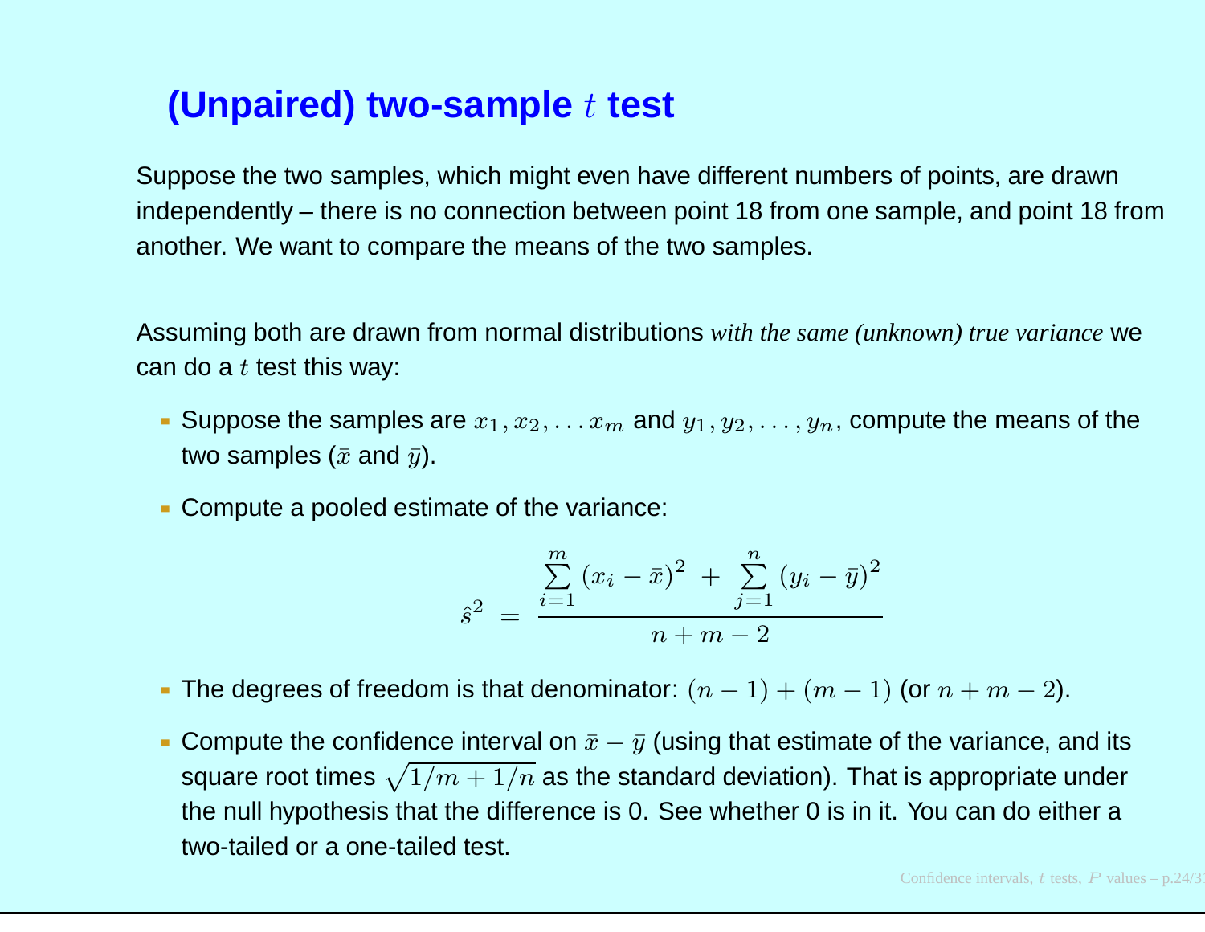## (Unpaired) two-sample $t$ test

Suppose the two samples, which might even have different numbers of points, are drawn independently – there is no connection between point 18 from one sample, and point 18 from another. We want to compare the means of the two samples.

Assuming both are drawn from normal distributions *with the same (unknown) true variance* we can do a $t$ test this way:

- Suppose the samples are $x_1, x_2, \ldots x_m$ and $y_1, y_2, \ldots, y_n$, compute the means of the two samples ($\bar{x}$ and $\bar{y}$).
- Compute a pooled estimate of the variance:

$$\hat{s}^2 \;=\; \frac{\sum_{i=1}^{m} (x_i - \bar{x})^2 \;+\; \sum_{j=1}^{n} (y_i - \bar{y})^2}{n + m - 2}$$

- The degrees of freedom is that denominator: $(n-1) + (m-1)$ (or $n+m-2$).
- Compute the confidence interval on $\bar{x} - \bar{y}$ (using that estimate of the variance, and its square root times $\sqrt{1/m + 1/n}$ as the standard deviation). That is appropriate under the null hypothesis that the difference is 0. See whether 0 is in it. You can do either a two-tailed or a one-tailed test.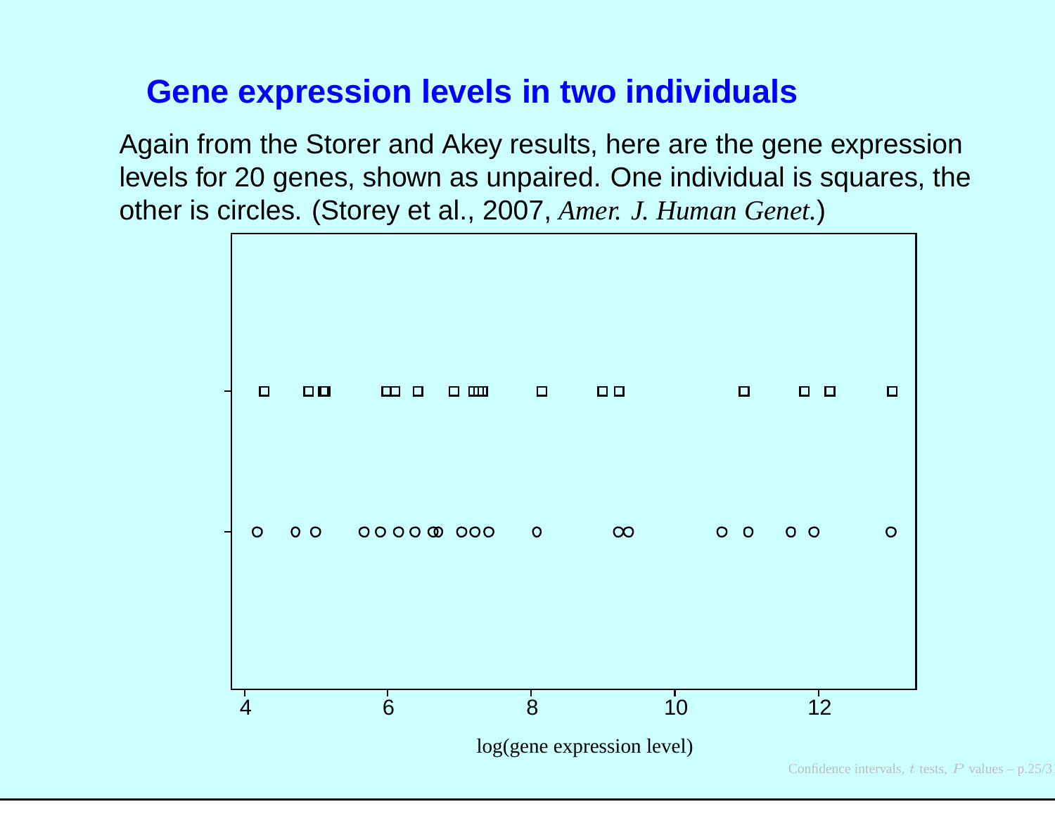## Gene expression levels in two individuals

Again from the Storer and Akey results, here are the gene expression levels for 20 genes, shown as unpaired. One individual is squares, the other is circles. (Storey et al., 2007, *Amer. J. Human Genet.*)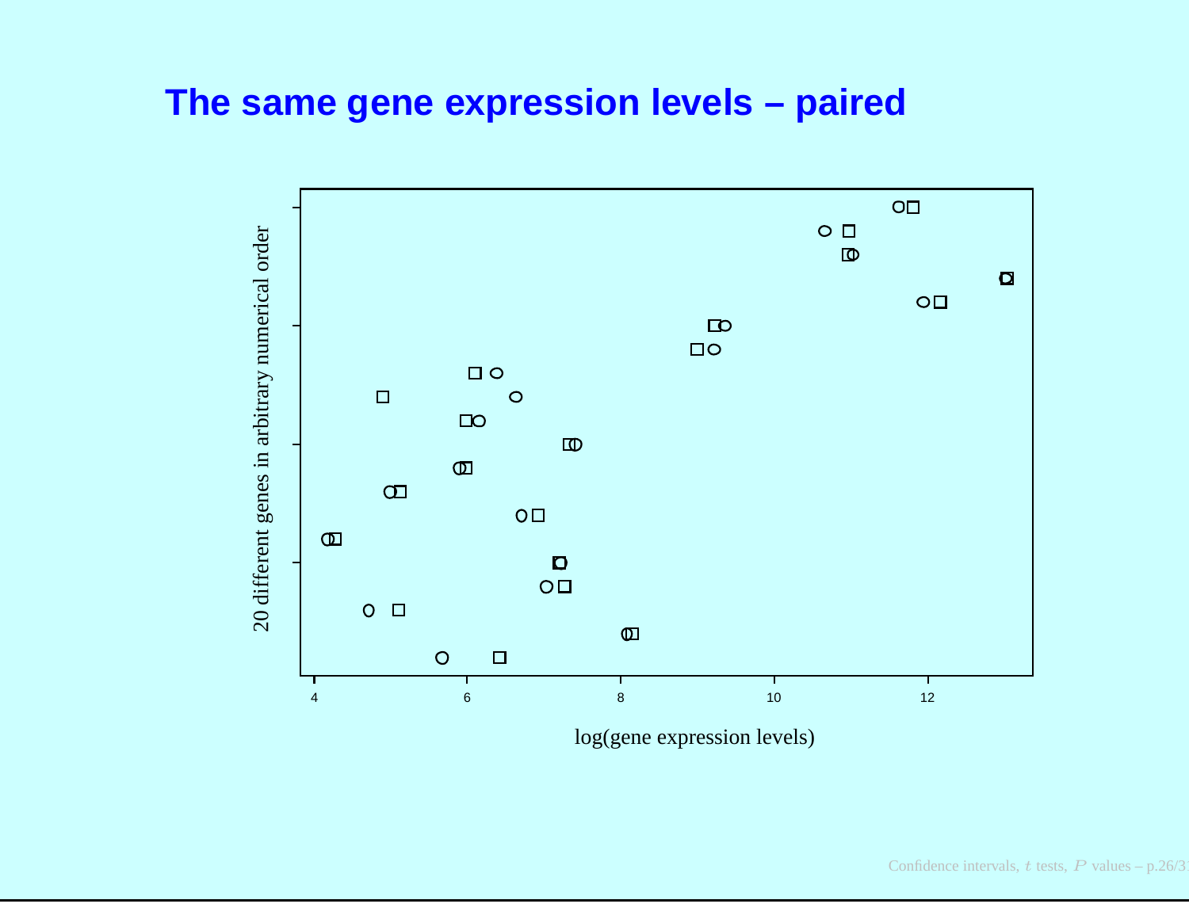# The same gene expression levels – paired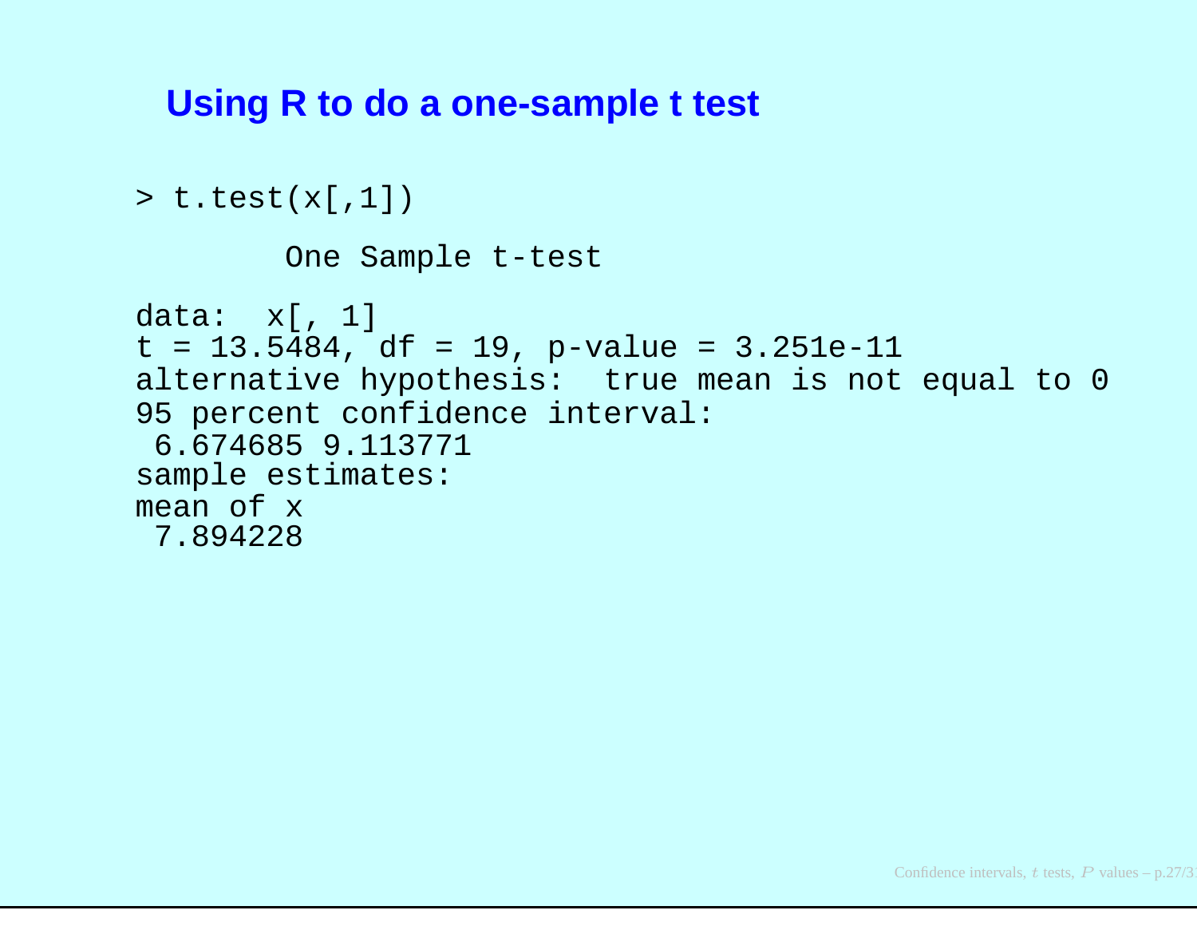## Using R to do a one-sample t test

```
> t.test(x[,1])

        One Sample t-test

data:  x[, 1]
t = 13.5484, df = 19, p-value = 3.251e-11
alternative hypothesis:  true mean is not equal to 0
95 percent confidence interval:
 6.674685 9.113771
sample estimates:
mean of x
 7.894228
```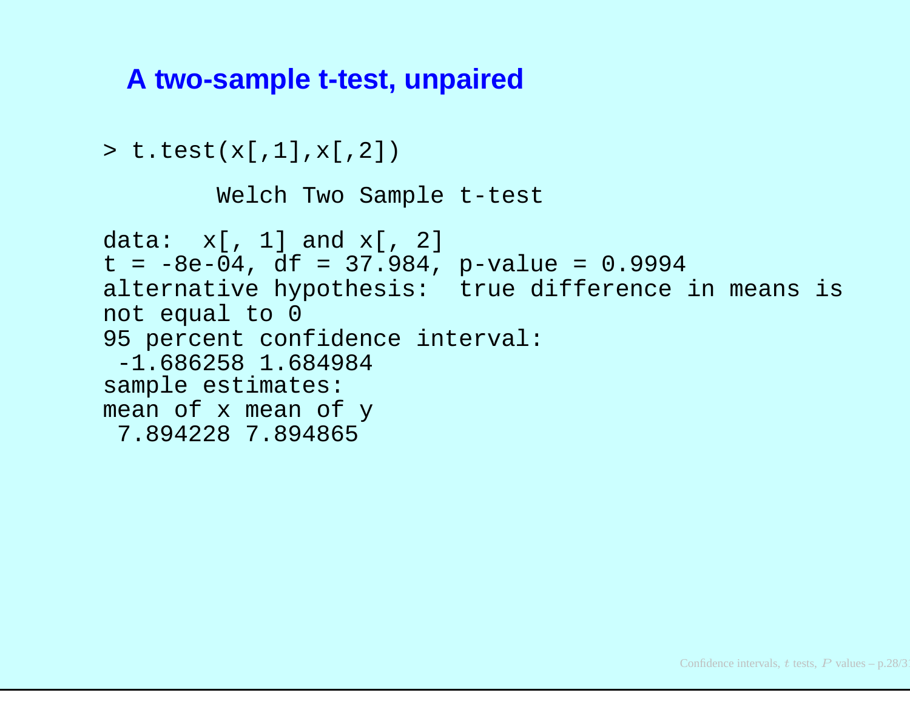## A two-sample t-test, unpaired

```
> t.test(x[,1],x[,2])

        Welch Two Sample t-test

data:  x[, 1] and x[, 2]
t = -8e-04, df = 37.984, p-value = 0.9994
alternative hypothesis:  true difference in means is
not equal to 0
95 percent confidence interval:
 -1.686258 1.684984
sample estimates:
mean of x mean of y
 7.894228 7.894865
```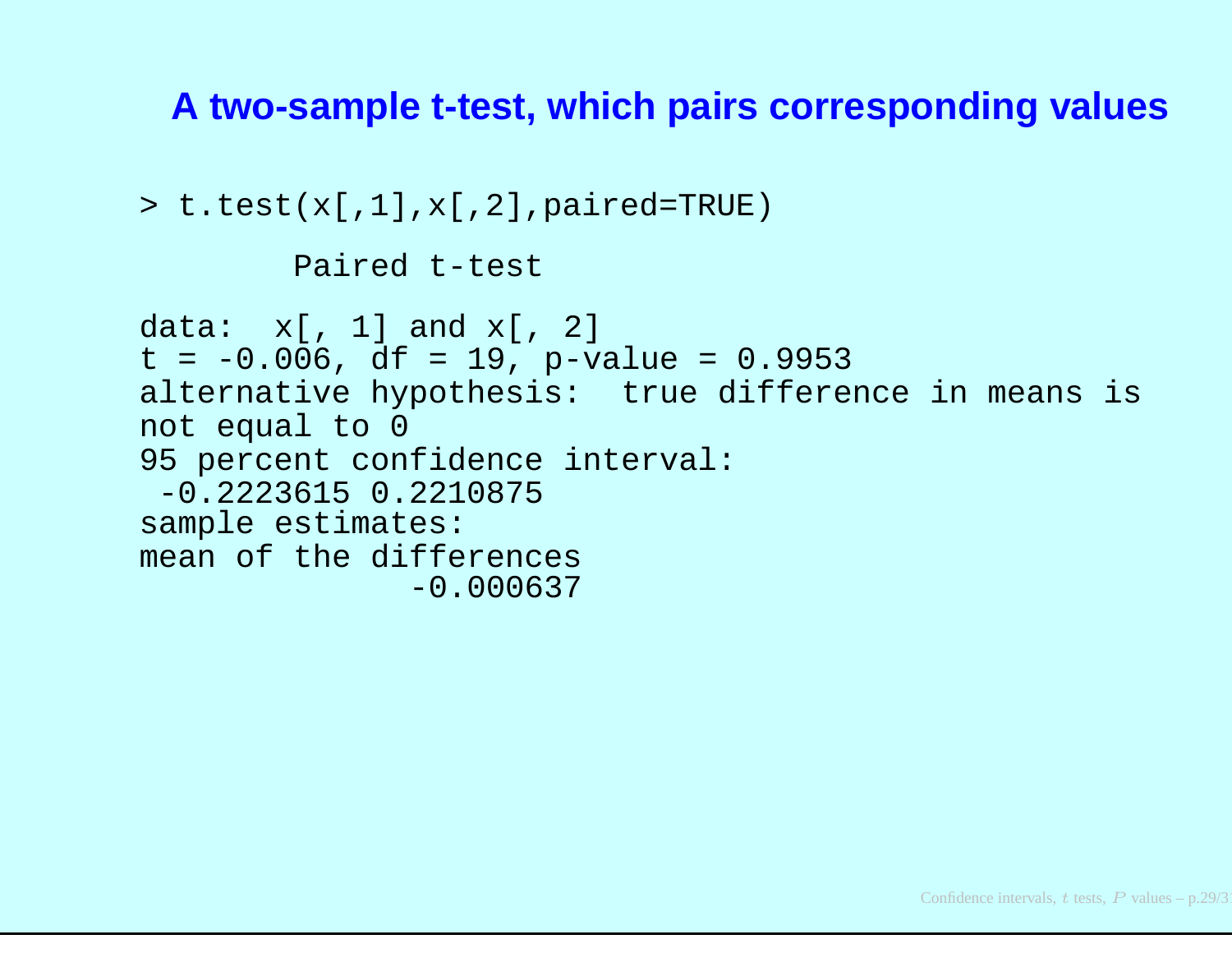## A two-sample t-test, which pairs corresponding values

```
> t.test(x[,1],x[,2],paired=TRUE)

        Paired t-test

data:  x[, 1] and x[, 2]
t = -0.006, df = 19, p-value = 0.9953
alternative hypothesis:  true difference in means is
not equal to 0
95 percent confidence interval:
 -0.2223615 0.2210875
sample estimates:
mean of the differences
              -0.000637
```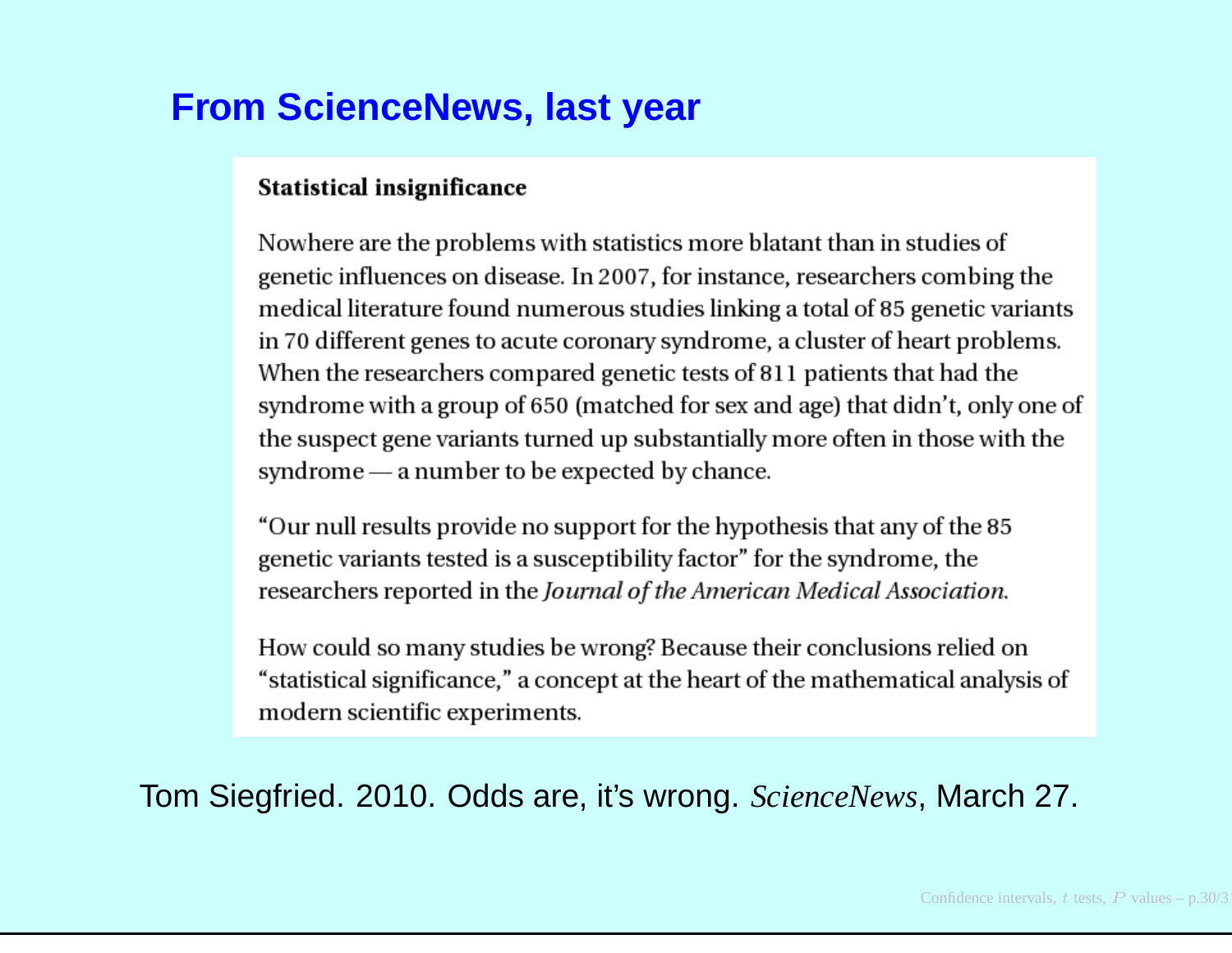## From ScienceNews, last year

**Statistical insignificance**

Nowhere are the problems with statistics more blatant than in studies of genetic influences on disease. In 2007, for instance, researchers combing the medical literature found numerous studies linking a total of 85 genetic variants in 70 different genes to acute coronary syndrome, a cluster of heart problems. When the researchers compared genetic tests of 811 patients that had the syndrome with a group of 650 (matched for sex and age) that didn't, only one of the suspect gene variants turned up substantially more often in those with the syndrome — a number to be expected by chance.

"Our null results provide no support for the hypothesis that any of the 85 genetic variants tested is a susceptibility factor" for the syndrome, the researchers reported in the *Journal of the American Medical Association.*

How could so many studies be wrong? Because their conclusions relied on "statistical significance," a concept at the heart of the mathematical analysis of modern scientific experiments.

Tom Siegfried. 2010. Odds are, it's wrong. *ScienceNews*, March 27.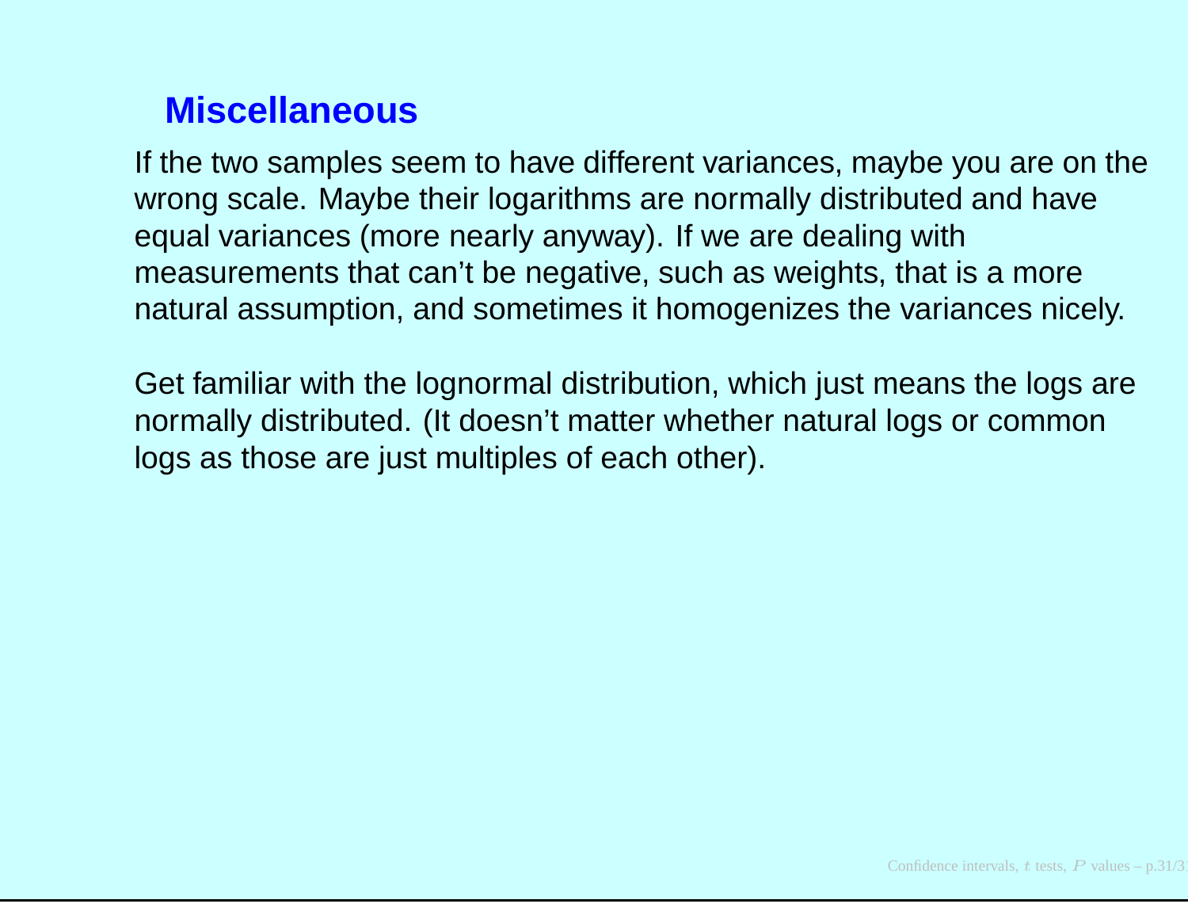## Miscellaneous

If the two samples seem to have different variances, maybe you are on the wrong scale. Maybe their logarithms are normally distributed and have equal variances (more nearly anyway). If we are dealing with measurements that can't be negative, such as weights, that is a more natural assumption, and sometimes it homogenizes the variances nicely.

Get familiar with the lognormal distribution, which just means the logs are normally distributed. (It doesn't matter whether natural logs or common logs as those are just multiples of each other).